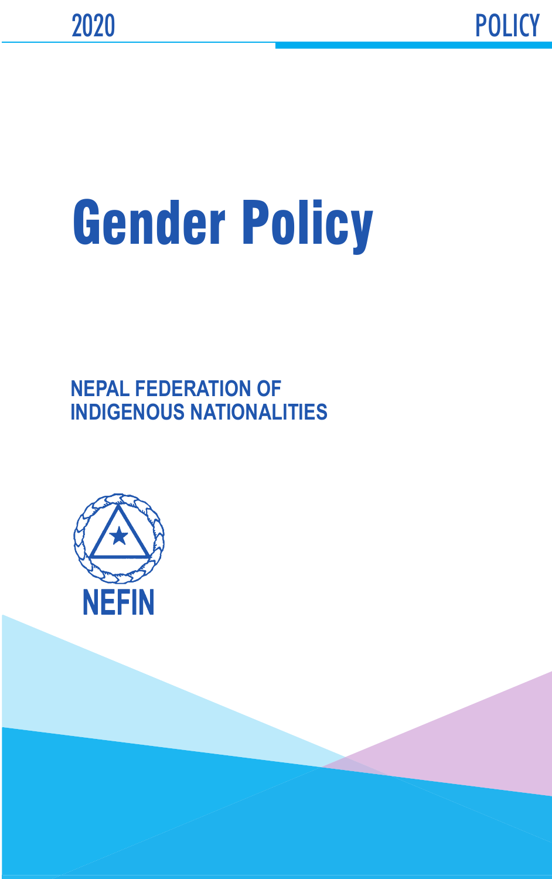2020

POLICY

# Gender Policy

**NEPAL FEDERATION OF INDIGENOUS NATIONALITIES**

NEFIN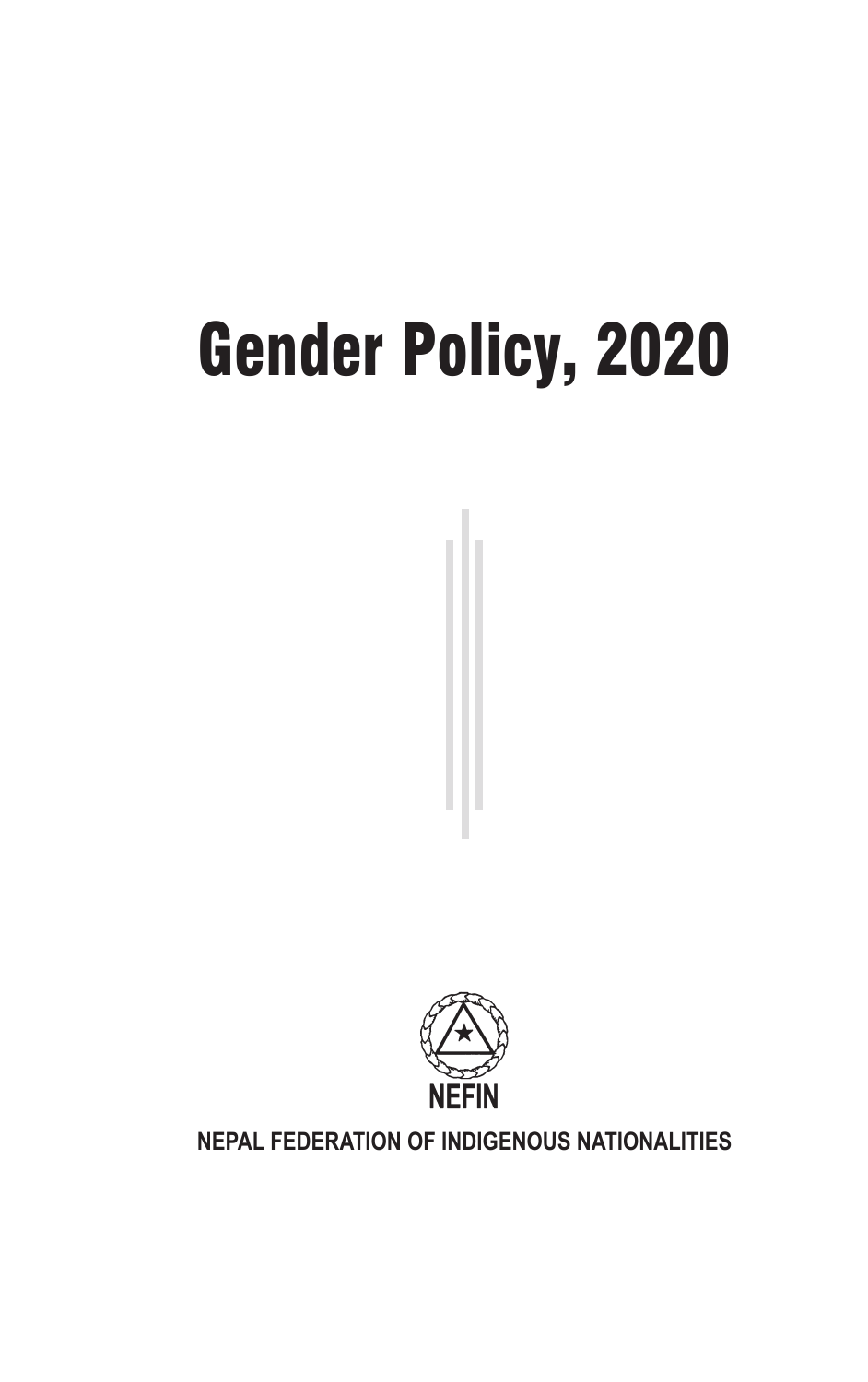# Gender Policy, 2020

NEFIN

NEPAL FEDERATION OF INDIGENOUS NATIONALITIES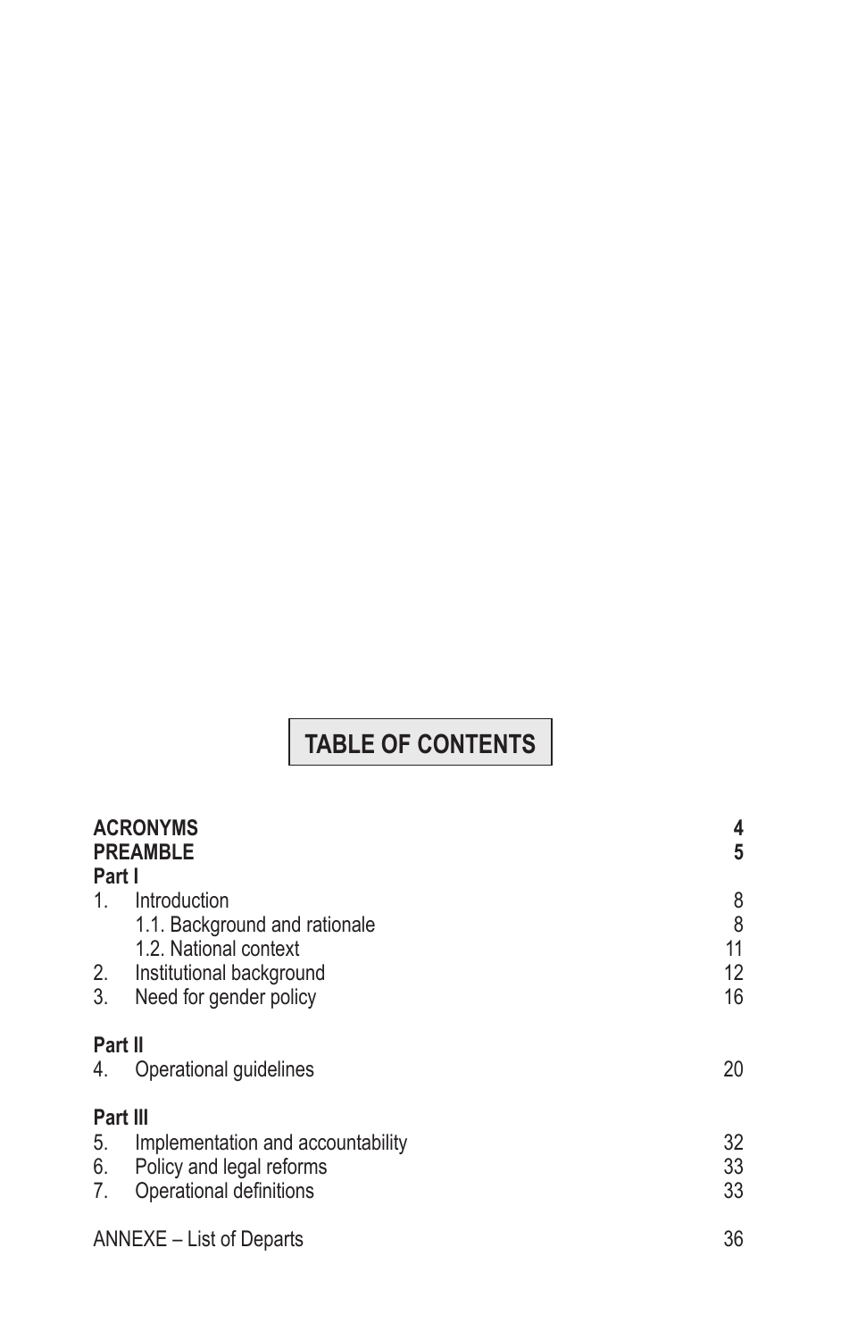# TABLE OF CONTENTS

| | |
|---|---|
| **ACRONYMS** | **4** |
| **PREAMBLE** | **5** |
| **Part I** | |
| 1. Introduction | 8 |
| 1.1. Background and rationale | 8 |
| 1.2. National context | 11 |
| 2. Institutional background | 12 |
| 3. Need for gender policy | 16 |
| **Part II** | |
| 4. Operational guidelines | 20 |
| **Part III** | |
| 5. Implementation and accountability | 32 |
| 6. Policy and legal reforms | 33 |
| 7. Operational definitions | 33 |
| ANNEXE – List of Departs | 36 |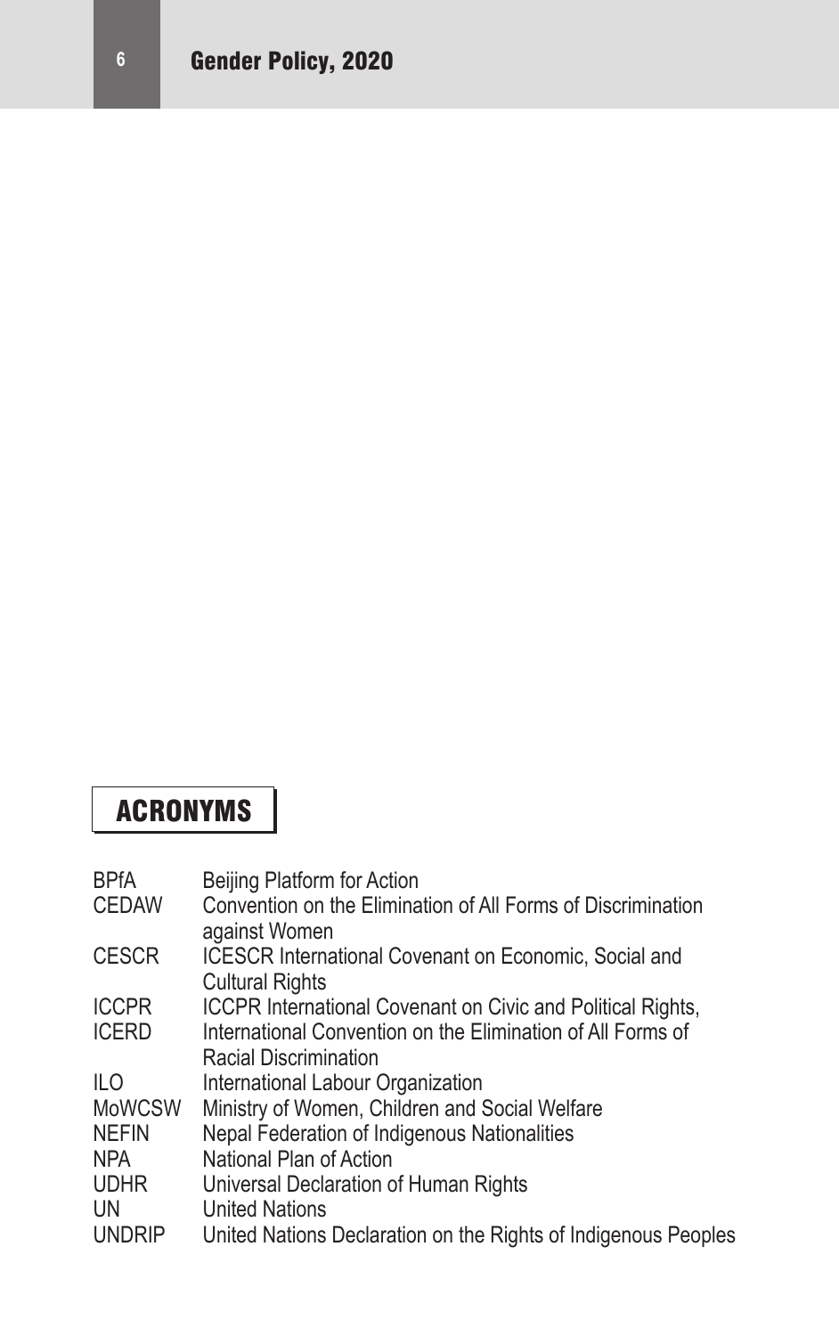## ACRONYMS

| | |
|---|---|
| BPfA | Beijing Platform for Action |
| CEDAW | Convention on the Elimination of All Forms of Discrimination against Women |
| CESCR | ICESCR International Covenant on Economic, Social and Cultural Rights |
| ICCPR | ICCPR International Covenant on Civic and Political Rights, |
| ICERD | International Convention on the Elimination of All Forms of Racial Discrimination |
| ILO | International Labour Organization |
| MoWCSW | Ministry of Women, Children and Social Welfare |
| NEFIN | Nepal Federation of Indigenous Nationalities |
| NPA | National Plan of Action |
| UDHR | Universal Declaration of Human Rights |
| UN | United Nations |
| UNDRIP | United Nations Declaration on the Rights of Indigenous Peoples |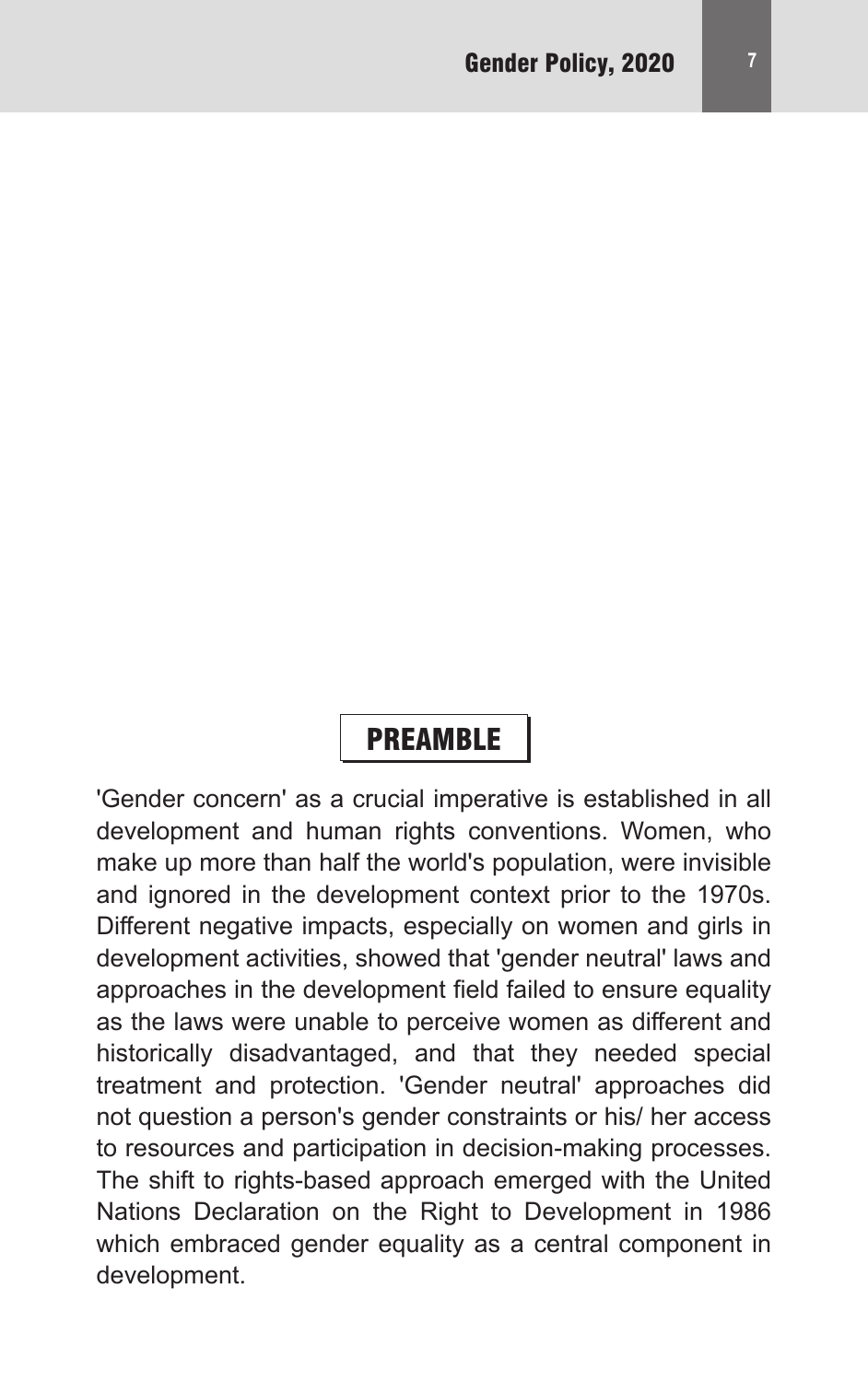## PREAMBLE

'Gender concern' as a crucial imperative is established in all development and human rights conventions. Women, who make up more than half the world's population, were invisible and ignored in the development context prior to the 1970s. Different negative impacts, especially on women and girls in development activities, showed that 'gender neutral' laws and approaches in the development field failed to ensure equality as the laws were unable to perceive women as different and historically disadvantaged, and that they needed special treatment and protection. 'Gender neutral' approaches did not question a person's gender constraints or his/ her access to resources and participation in decision-making processes. The shift to rights-based approach emerged with the United Nations Declaration on the Right to Development in 1986 which embraced gender equality as a central component in development.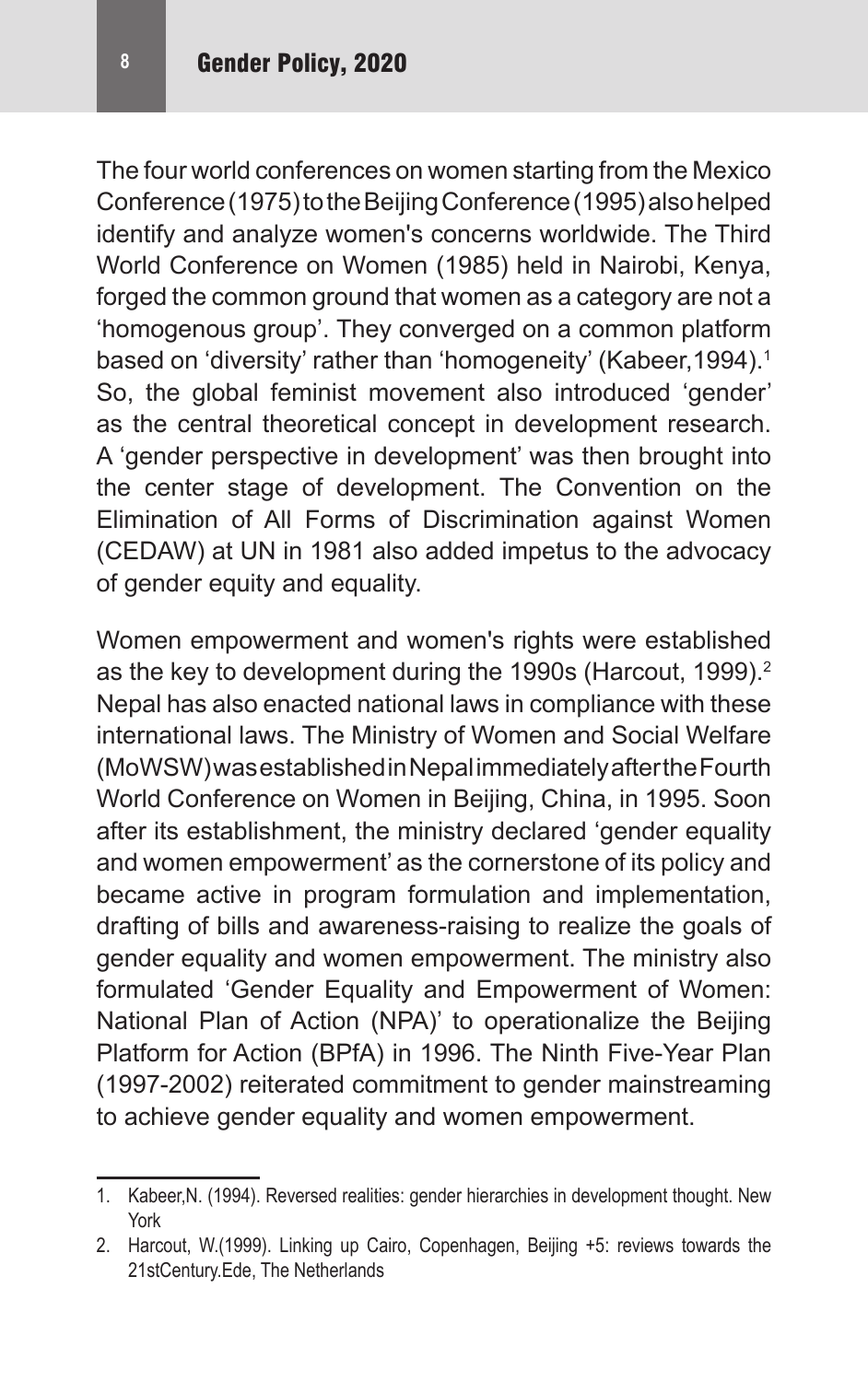The four world conferences on women starting from the Mexico Conference (1975) to the Beijing Conference (1995) also helped identify and analyze women's concerns worldwide. The Third World Conference on Women (1985) held in Nairobi, Kenya, forged the common ground that women as a category are not a 'homogenous group'. They converged on a common platform based on 'diversity' rather than 'homogeneity' (Kabeer,1994).[1] So, the global feminist movement also introduced 'gender' as the central theoretical concept in development research. A 'gender perspective in development' was then brought into the center stage of development. The Convention on the Elimination of All Forms of Discrimination against Women (CEDAW) at UN in 1981 also added impetus to the advocacy of gender equity and equality.

Women empowerment and women's rights were established as the key to development during the 1990s (Harcout, 1999).[2] Nepal has also enacted national laws in compliance with these international laws. The Ministry of Women and Social Welfare (MoWSW) was established in Nepal immediately after the Fourth World Conference on Women in Beijing, China, in 1995. Soon after its establishment, the ministry declared 'gender equality and women empowerment' as the cornerstone of its policy and became active in program formulation and implementation, drafting of bills and awareness-raising to realize the goals of gender equality and women empowerment. The ministry also formulated 'Gender Equality and Empowerment of Women: National Plan of Action (NPA)' to operationalize the Beijing Platform for Action (BPfA) in 1996. The Ninth Five-Year Plan (1997-2002) reiterated commitment to gender mainstreaming to achieve gender equality and women empowerment.

---

1. Kabeer,N. (1994). Reversed realities: gender hierarchies in development thought. New York
2. Harcout, W.(1999). Linking up Cairo, Copenhagen, Beijing +5: reviews towards the 21stCentury.Ede, The Netherlands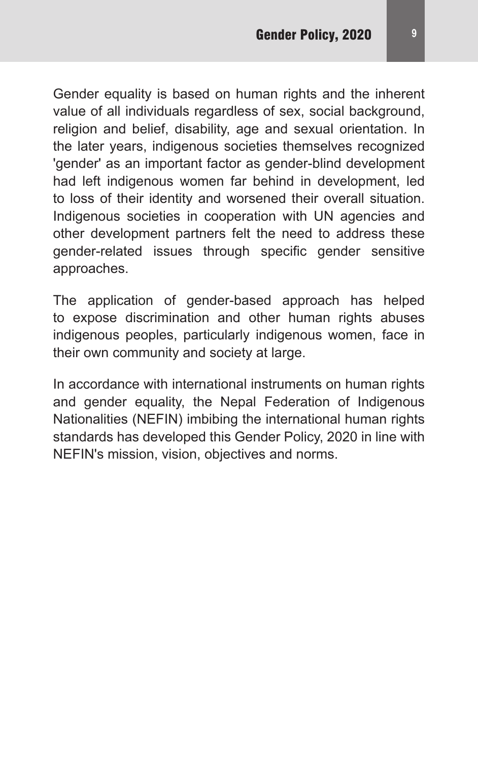Gender equality is based on human rights and the inherent value of all individuals regardless of sex, social background, religion and belief, disability, age and sexual orientation. In the later years, indigenous societies themselves recognized 'gender' as an important factor as gender-blind development had left indigenous women far behind in development, led to loss of their identity and worsened their overall situation. Indigenous societies in cooperation with UN agencies and other development partners felt the need to address these gender-related issues through specific gender sensitive approaches.

The application of gender-based approach has helped to expose discrimination and other human rights abuses indigenous peoples, particularly indigenous women, face in their own community and society at large.

In accordance with international instruments on human rights and gender equality, the Nepal Federation of Indigenous Nationalities (NEFIN) imbibing the international human rights standards has developed this Gender Policy, 2020 in line with NEFIN's mission, vision, objectives and norms.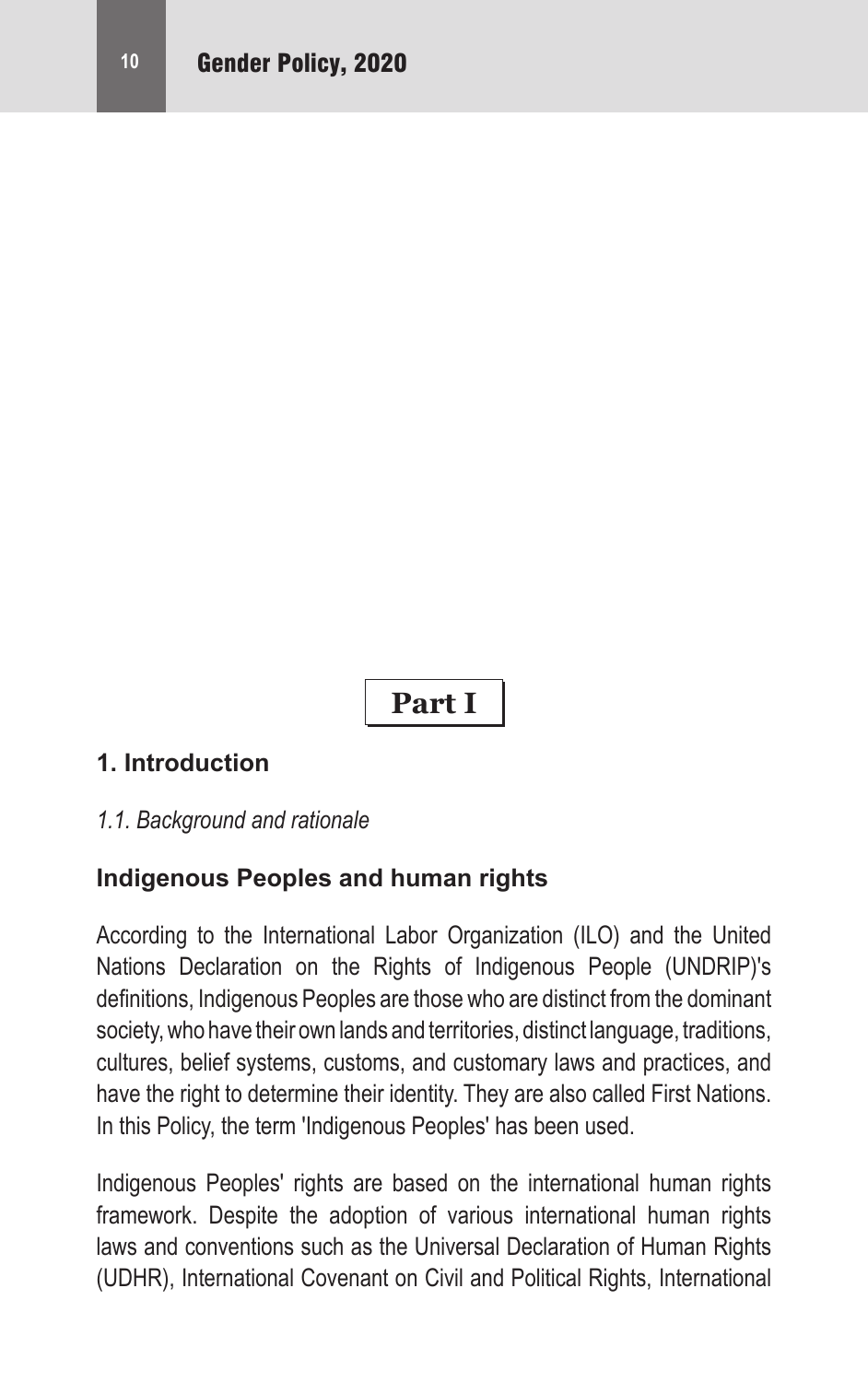# Part I

## 1. Introduction

*1.1. Background and rationale*

### Indigenous Peoples and human rights

According to the International Labor Organization (ILO) and the United Nations Declaration on the Rights of Indigenous People (UNDRIP)'s definitions, Indigenous Peoples are those who are distinct from the dominant society, who have their own lands and territories, distinct language, traditions, cultures, belief systems, customs, and customary laws and practices, and have the right to determine their identity. They are also called First Nations. In this Policy, the term 'Indigenous Peoples' has been used.

Indigenous Peoples' rights are based on the international human rights framework. Despite the adoption of various international human rights laws and conventions such as the Universal Declaration of Human Rights (UDHR), International Covenant on Civil and Political Rights, International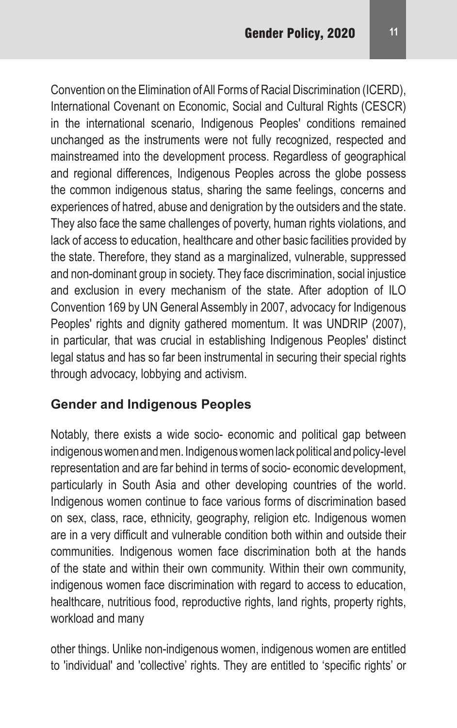Convention on the Elimination of All Forms of Racial Discrimination (ICERD), International Covenant on Economic, Social and Cultural Rights (CESCR) in the international scenario, Indigenous Peoples' conditions remained unchanged as the instruments were not fully recognized, respected and mainstreamed into the development process. Regardless of geographical and regional differences, Indigenous Peoples across the globe possess the common indigenous status, sharing the same feelings, concerns and experiences of hatred, abuse and denigration by the outsiders and the state. They also face the same challenges of poverty, human rights violations, and lack of access to education, healthcare and other basic facilities provided by the state. Therefore, they stand as a marginalized, vulnerable, suppressed and non-dominant group in society. They face discrimination, social injustice and exclusion in every mechanism of the state. After adoption of ILO Convention 169 by UN General Assembly in 2007, advocacy for Indigenous Peoples' rights and dignity gathered momentum. It was UNDRIP (2007), in particular, that was crucial in establishing Indigenous Peoples' distinct legal status and has so far been instrumental in securing their special rights through advocacy, lobbying and activism.

## Gender and Indigenous Peoples

Notably, there exists a wide socio- economic and political gap between indigenous women and men. Indigenous women lack political and policy-level representation and are far behind in terms of socio- economic development, particularly in South Asia and other developing countries of the world. Indigenous women continue to face various forms of discrimination based on sex, class, race, ethnicity, geography, religion etc. Indigenous women are in a very difficult and vulnerable condition both within and outside their communities. Indigenous women face discrimination both at the hands of the state and within their own community. Within their own community, indigenous women face discrimination with regard to access to education, healthcare, nutritious food, reproductive rights, land rights, property rights, workload and many

other things. Unlike non-indigenous women, indigenous women are entitled to 'individual' and 'collective' rights. They are entitled to 'specific rights' or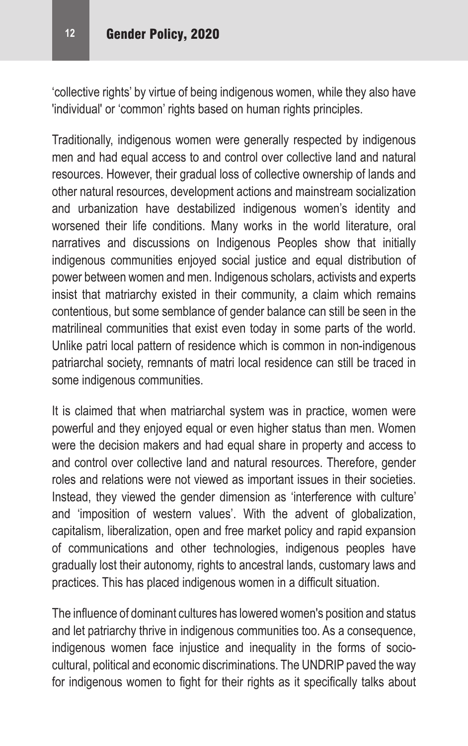'collective rights' by virtue of being indigenous women, while they also have 'individual' or 'common' rights based on human rights principles.

Traditionally, indigenous women were generally respected by indigenous men and had equal access to and control over collective land and natural resources. However, their gradual loss of collective ownership of lands and other natural resources, development actions and mainstream socialization and urbanization have destabilized indigenous women's identity and worsened their life conditions. Many works in the world literature, oral narratives and discussions on Indigenous Peoples show that initially indigenous communities enjoyed social justice and equal distribution of power between women and men. Indigenous scholars, activists and experts insist that matriarchy existed in their community, a claim which remains contentious, but some semblance of gender balance can still be seen in the matrilineal communities that exist even today in some parts of the world. Unlike patri local pattern of residence which is common in non-indigenous patriarchal society, remnants of matri local residence can still be traced in some indigenous communities.

It is claimed that when matriarchal system was in practice, women were powerful and they enjoyed equal or even higher status than men. Women were the decision makers and had equal share in property and access to and control over collective land and natural resources. Therefore, gender roles and relations were not viewed as important issues in their societies. Instead, they viewed the gender dimension as 'interference with culture' and 'imposition of western values'. With the advent of globalization, capitalism, liberalization, open and free market policy and rapid expansion of communications and other technologies, indigenous peoples have gradually lost their autonomy, rights to ancestral lands, customary laws and practices. This has placed indigenous women in a difficult situation.

The influence of dominant cultures has lowered women's position and status and let patriarchy thrive in indigenous communities too. As a consequence, indigenous women face injustice and inequality in the forms of socio-cultural, political and economic discriminations. The UNDRIP paved the way for indigenous women to fight for their rights as it specifically talks about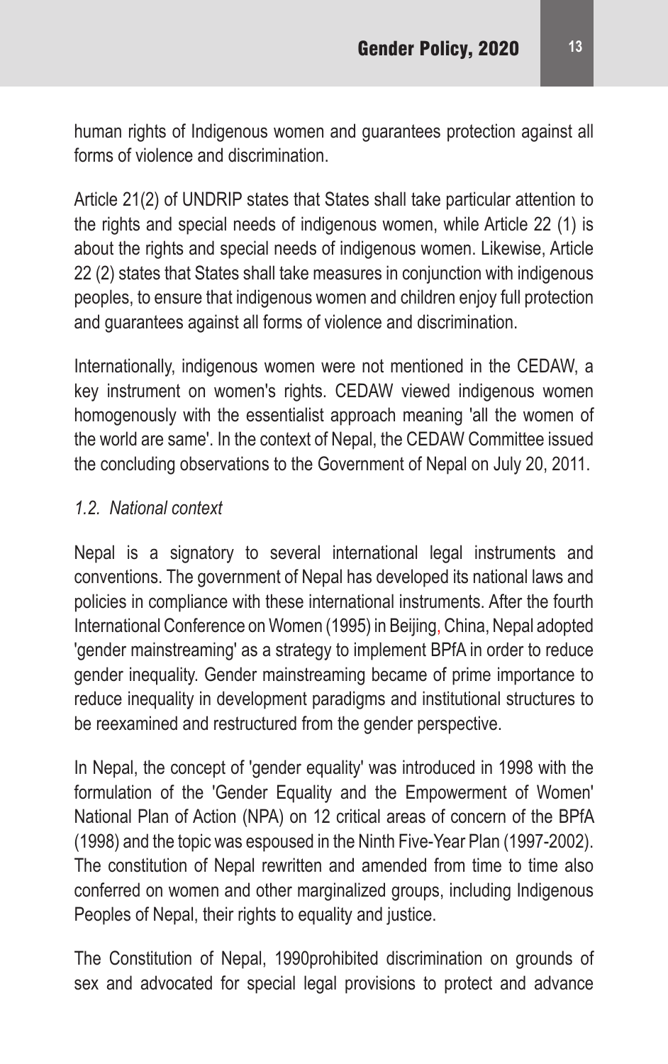human rights of Indigenous women and guarantees protection against all forms of violence and discrimination.

Article 21(2) of UNDRIP states that States shall take particular attention to the rights and special needs of indigenous women, while Article 22 (1) is about the rights and special needs of indigenous women. Likewise, Article 22 (2) states that States shall take measures in conjunction with indigenous peoples, to ensure that indigenous women and children enjoy full protection and guarantees against all forms of violence and discrimination.

Internationally, indigenous women were not mentioned in the CEDAW, a key instrument on women's rights. CEDAW viewed indigenous women homogenously with the essentialist approach meaning 'all the women of the world are same'. In the context of Nepal, the CEDAW Committee issued the concluding observations to the Government of Nepal on July 20, 2011.

*1.2. National context*

Nepal is a signatory to several international legal instruments and conventions. The government of Nepal has developed its national laws and policies in compliance with these international instruments. After the fourth International Conference on Women (1995) in Beijing, China, Nepal adopted 'gender mainstreaming' as a strategy to implement BPfA in order to reduce gender inequality. Gender mainstreaming became of prime importance to reduce inequality in development paradigms and institutional structures to be reexamined and restructured from the gender perspective.

In Nepal, the concept of 'gender equality' was introduced in 1998 with the formulation of the 'Gender Equality and the Empowerment of Women' National Plan of Action (NPA) on 12 critical areas of concern of the BPfA (1998) and the topic was espoused in the Ninth Five-Year Plan (1997-2002). The constitution of Nepal rewritten and amended from time to time also conferred on women and other marginalized groups, including Indigenous Peoples of Nepal, their rights to equality and justice.

The Constitution of Nepal, 1990prohibited discrimination on grounds of sex and advocated for special legal provisions to protect and advance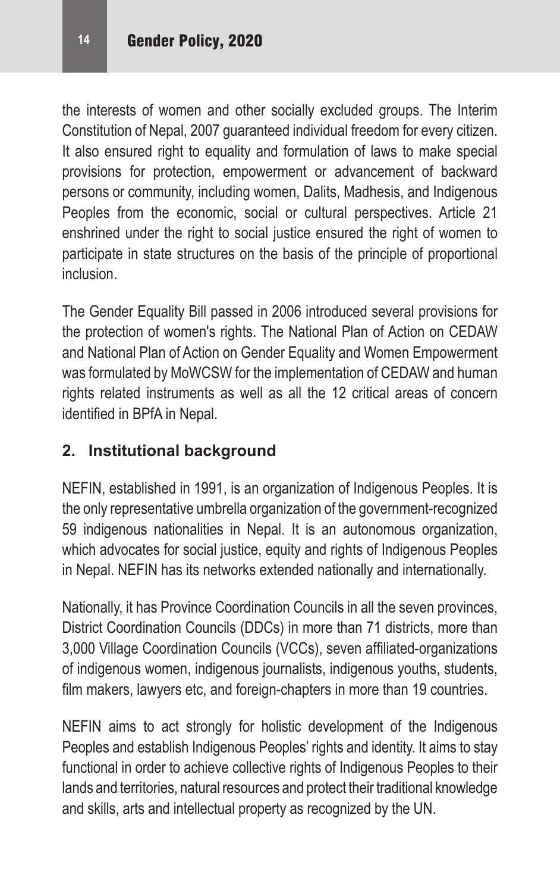the interests of women and other socially excluded groups. The Interim Constitution of Nepal, 2007 guaranteed individual freedom for every citizen. It also ensured right to equality and formulation of laws to make special provisions for protection, empowerment or advancement of backward persons or community, including women, Dalits, Madhesis, and Indigenous Peoples from the economic, social or cultural perspectives. Article 21 enshrined under the right to social justice ensured the right of women to participate in state structures on the basis of the principle of proportional inclusion.

The Gender Equality Bill passed in 2006 introduced several provisions for the protection of women's rights. The National Plan of Action on CEDAW and National Plan of Action on Gender Equality and Women Empowerment was formulated by MoWCSW for the implementation of CEDAW and human rights related instruments as well as all the 12 critical areas of concern identified in BPfA in Nepal.

## 2. Institutional background

NEFIN, established in 1991, is an organization of Indigenous Peoples. It is the only representative umbrella organization of the government-recognized 59 indigenous nationalities in Nepal. It is an autonomous organization, which advocates for social justice, equity and rights of Indigenous Peoples in Nepal. NEFIN has its networks extended nationally and internationally.

Nationally, it has Province Coordination Councils in all the seven provinces, District Coordination Councils (DDCs) in more than 71 districts, more than 3,000 Village Coordination Councils (VCCs), seven affiliated-organizations of indigenous women, indigenous journalists, indigenous youths, students, film makers, lawyers etc, and foreign-chapters in more than 19 countries.

NEFIN aims to act strongly for holistic development of the Indigenous Peoples and establish Indigenous Peoples' rights and identity. It aims to stay functional in order to achieve collective rights of Indigenous Peoples to their lands and territories, natural resources and protect their traditional knowledge and skills, arts and intellectual property as recognized by the UN.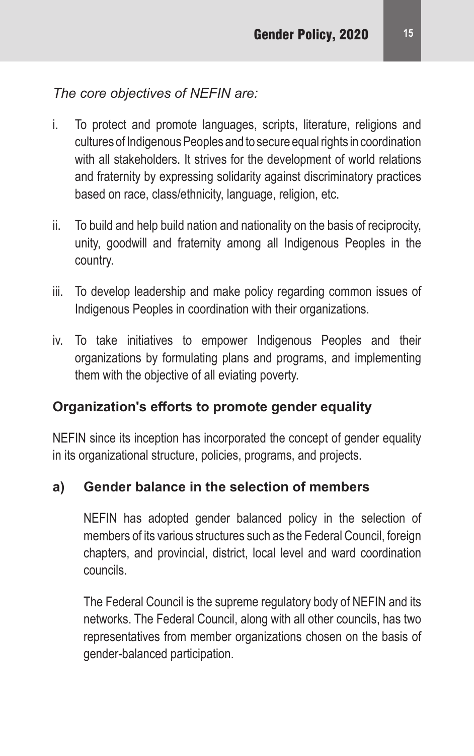*The core objectives of NEFIN are:*

i. To protect and promote languages, scripts, literature, religions and cultures of Indigenous Peoples and to secure equal rights in coordination with all stakeholders. It strives for the development of world relations and fraternity by expressing solidarity against discriminatory practices based on race, class/ethnicity, language, religion, etc.

ii. To build and help build nation and nationality on the basis of reciprocity, unity, goodwill and fraternity among all Indigenous Peoples in the country.

iii. To develop leadership and make policy regarding common issues of Indigenous Peoples in coordination with their organizations.

iv. To take initiatives to empower Indigenous Peoples and their organizations by formulating plans and programs, and implementing them with the objective of all eviating poverty.

## Organization's efforts to promote gender equality

NEFIN since its inception has incorporated the concept of gender equality in its organizational structure, policies, programs, and projects.

### a) Gender balance in the selection of members

NEFIN has adopted gender balanced policy in the selection of members of its various structures such as the Federal Council, foreign chapters, and provincial, district, local level and ward coordination councils.

The Federal Council is the supreme regulatory body of NEFIN and its networks. The Federal Council, along with all other councils, has two representatives from member organizations chosen on the basis of gender-balanced participation.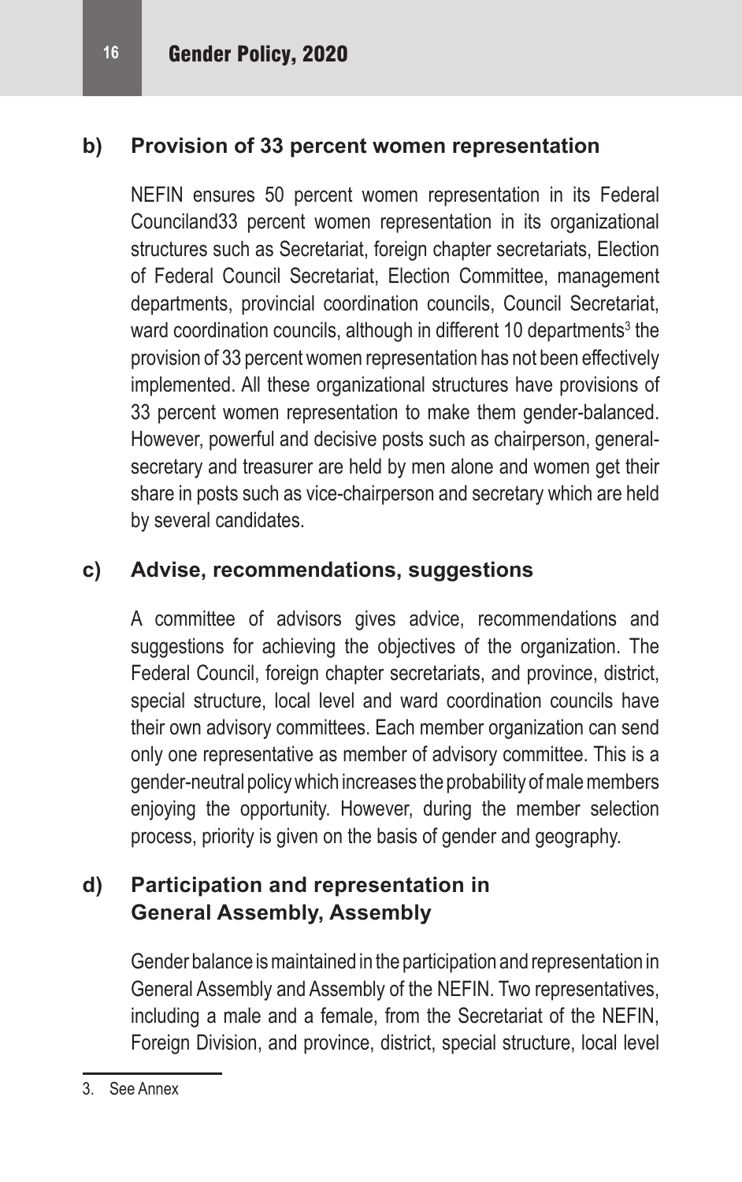## b) Provision of 33 percent women representation

NEFIN ensures 50 percent women representation in its Federal Counciland33 percent women representation in its organizational structures such as Secretariat, foreign chapter secretariats, Election of Federal Council Secretariat, Election Committee, management departments, provincial coordination councils, Council Secretariat, ward coordination councils, although in different 10 departments[3] the provision of 33 percent women representation has not been effectively implemented. All these organizational structures have provisions of 33 percent women representation to make them gender-balanced. However, powerful and decisive posts such as chairperson, general-secretary and treasurer are held by men alone and women get their share in posts such as vice-chairperson and secretary which are held by several candidates.

## c) Advise, recommendations, suggestions

A committee of advisors gives advice, recommendations and suggestions for achieving the objectives of the organization. The Federal Council, foreign chapter secretariats, and province, district, special structure, local level and ward coordination councils have their own advisory committees. Each member organization can send only one representative as member of advisory committee. This is a gender-neutral policy which increases the probability of male members enjoying the opportunity. However, during the member selection process, priority is given on the basis of gender and geography.

## d) Participation and representation in General Assembly, Assembly

Gender balance is maintained in the participation and representation in General Assembly and Assembly of the NEFIN. Two representatives, including a male and a female, from the Secretariat of the NEFIN, Foreign Division, and province, district, special structure, local level

---

3. See Annex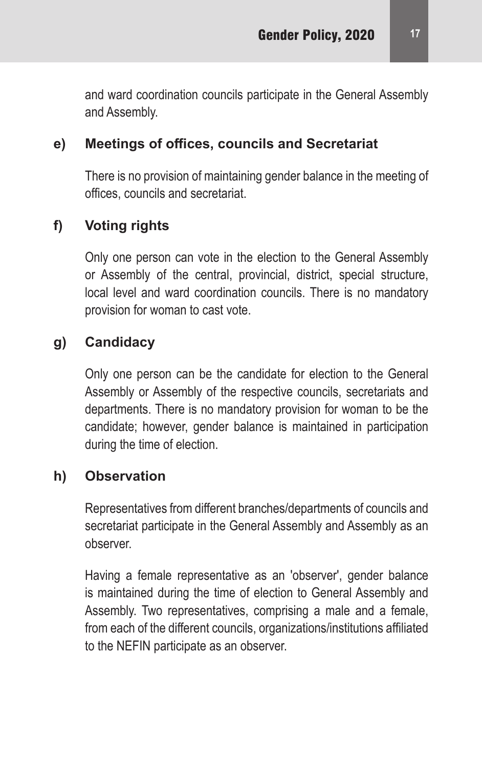and ward coordination councils participate in the General Assembly and Assembly.

### e) Meetings of offices, councils and Secretariat

There is no provision of maintaining gender balance in the meeting of offices, councils and secretariat.

### f) Voting rights

Only one person can vote in the election to the General Assembly or Assembly of the central, provincial, district, special structure, local level and ward coordination councils. There is no mandatory provision for woman to cast vote.

### g) Candidacy

Only one person can be the candidate for election to the General Assembly or Assembly of the respective councils, secretariats and departments. There is no mandatory provision for woman to be the candidate; however, gender balance is maintained in participation during the time of election.

### h) Observation

Representatives from different branches/departments of councils and secretariat participate in the General Assembly and Assembly as an observer.

Having a female representative as an 'observer', gender balance is maintained during the time of election to General Assembly and Assembly. Two representatives, comprising a male and a female, from each of the different councils, organizations/institutions affiliated to the NEFIN participate as an observer.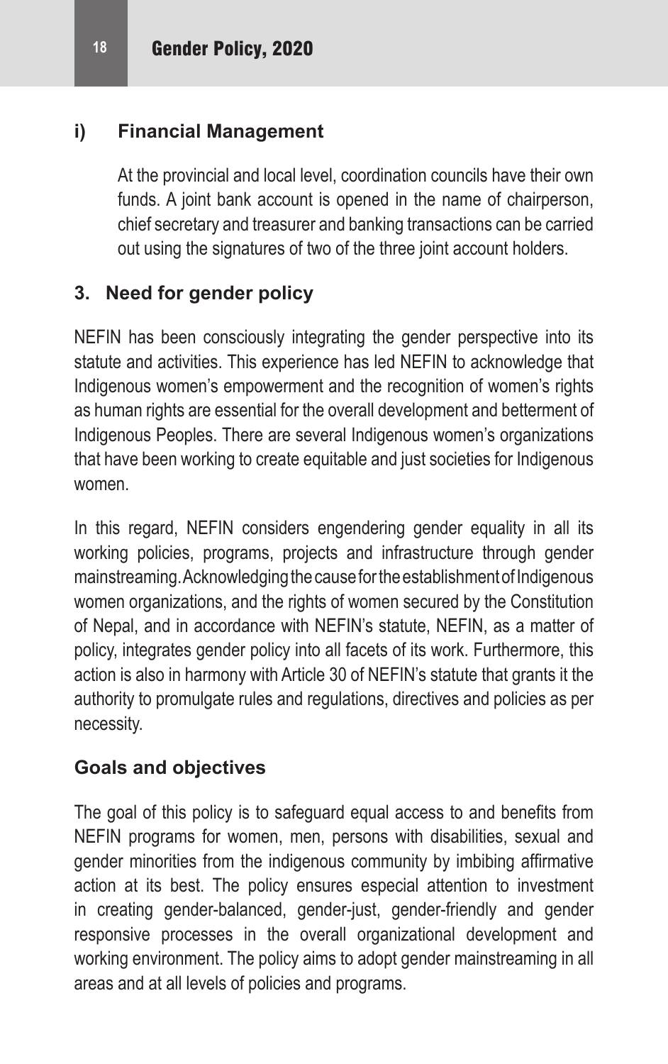### i) Financial Management

At the provincial and local level, coordination councils have their own funds. A joint bank account is opened in the name of chairperson, chief secretary and treasurer and banking transactions can be carried out using the signatures of two of the three joint account holders.

## 3. Need for gender policy

NEFIN has been consciously integrating the gender perspective into its statute and activities. This experience has led NEFIN to acknowledge that Indigenous women's empowerment and the recognition of women's rights as human rights are essential for the overall development and betterment of Indigenous Peoples. There are several Indigenous women's organizations that have been working to create equitable and just societies for Indigenous women.

In this regard, NEFIN considers engendering gender equality in all its working policies, programs, projects and infrastructure through gender mainstreaming. Acknowledging the cause for the establishment of Indigenous women organizations, and the rights of women secured by the Constitution of Nepal, and in accordance with NEFIN's statute, NEFIN, as a matter of policy, integrates gender policy into all facets of its work. Furthermore, this action is also in harmony with Article 30 of NEFIN's statute that grants it the authority to promulgate rules and regulations, directives and policies as per necessity.

### Goals and objectives

The goal of this policy is to safeguard equal access to and benefits from NEFIN programs for women, men, persons with disabilities, sexual and gender minorities from the indigenous community by imbibing affirmative action at its best. The policy ensures especial attention to investment in creating gender-balanced, gender-just, gender-friendly and gender responsive processes in the overall organizational development and working environment. The policy aims to adopt gender mainstreaming in all areas and at all levels of policies and programs.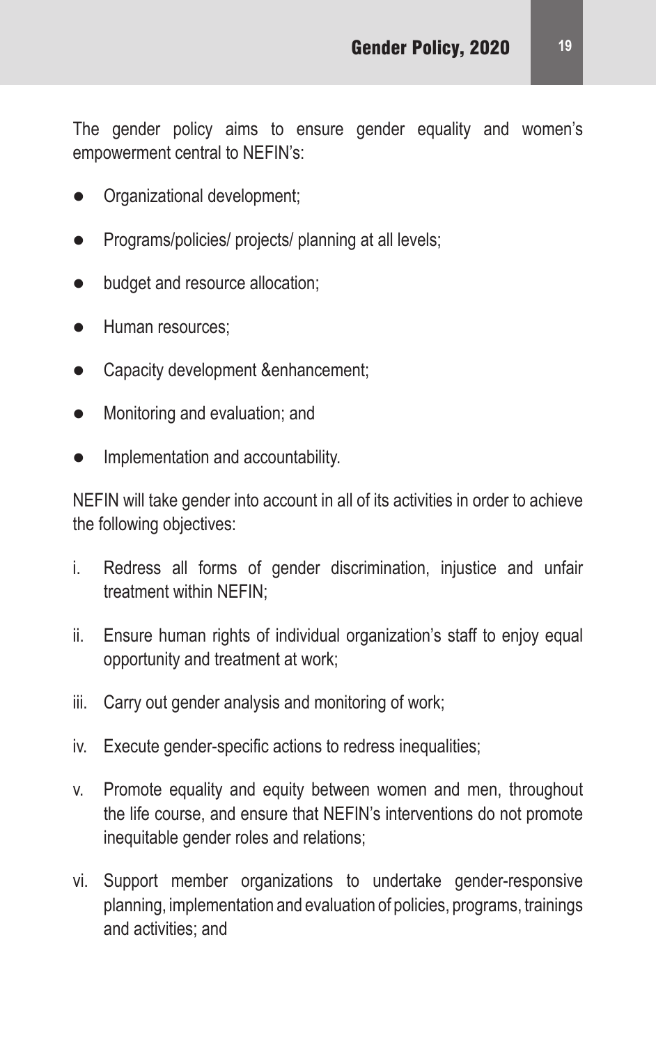The gender policy aims to ensure gender equality and women's empowerment central to NEFIN's:

- Organizational development;
- Programs/policies/ projects/ planning at all levels;
- budget and resource allocation;
- Human resources;
- Capacity development &enhancement;
- Monitoring and evaluation; and
- Implementation and accountability.

NEFIN will take gender into account in all of its activities in order to achieve the following objectives:

i. Redress all forms of gender discrimination, injustice and unfair treatment within NEFIN;

ii. Ensure human rights of individual organization's staff to enjoy equal opportunity and treatment at work;

iii. Carry out gender analysis and monitoring of work;

iv. Execute gender-specific actions to redress inequalities;

v. Promote equality and equity between women and men, throughout the life course, and ensure that NEFIN's interventions do not promote inequitable gender roles and relations;

vi. Support member organizations to undertake gender-responsive planning, implementation and evaluation of policies, programs, trainings and activities; and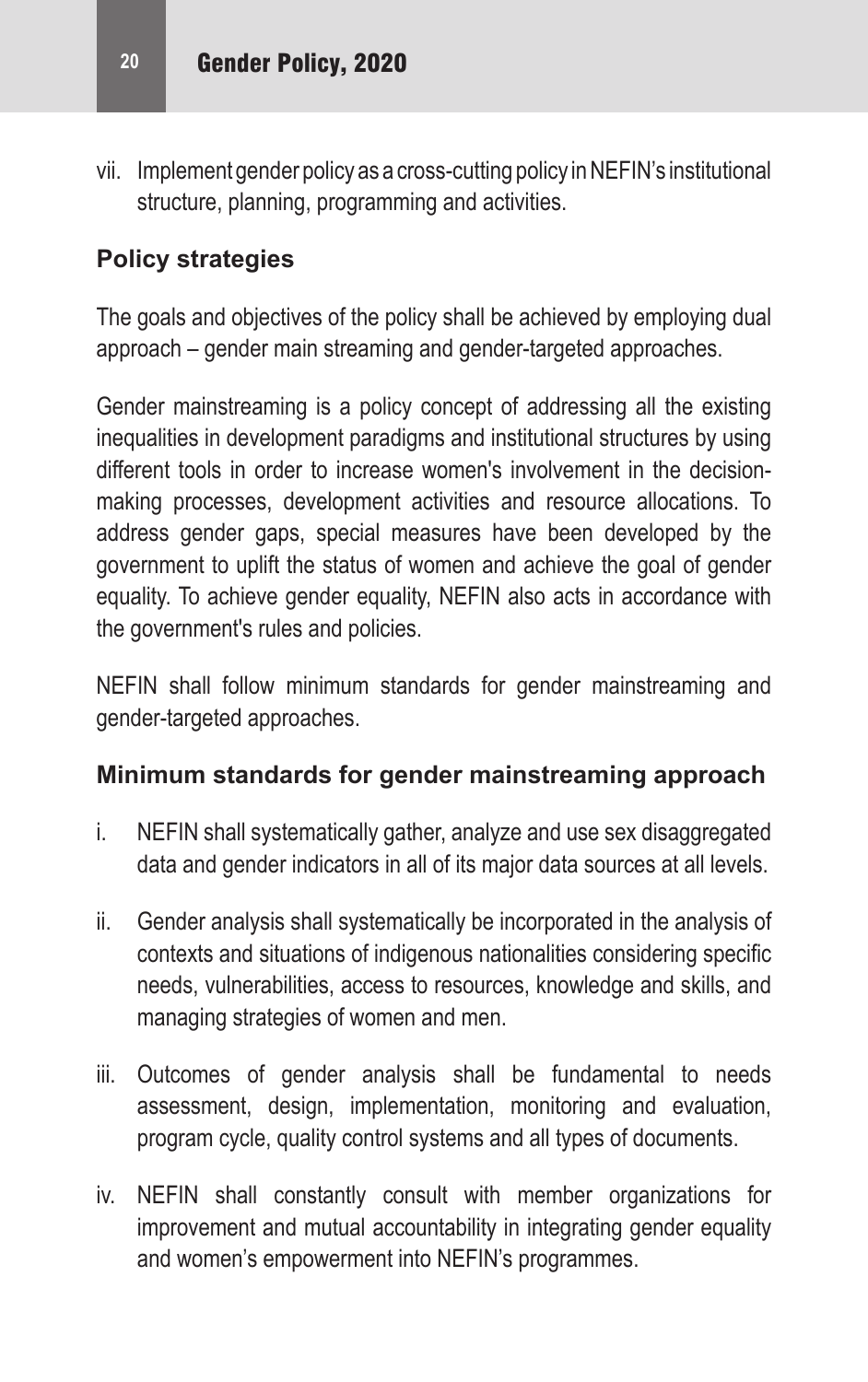vii. Implement gender policy as a cross-cutting policy in NEFIN's institutional structure, planning, programming and activities.

### Policy strategies

The goals and objectives of the policy shall be achieved by employing dual approach – gender main streaming and gender-targeted approaches.

Gender mainstreaming is a policy concept of addressing all the existing inequalities in development paradigms and institutional structures by using different tools in order to increase women's involvement in the decision-making processes, development activities and resource allocations. To address gender gaps, special measures have been developed by the government to uplift the status of women and achieve the goal of gender equality. To achieve gender equality, NEFIN also acts in accordance with the government's rules and policies.

NEFIN shall follow minimum standards for gender mainstreaming and gender-targeted approaches.

### Minimum standards for gender mainstreaming approach

i. NEFIN shall systematically gather, analyze and use sex disaggregated data and gender indicators in all of its major data sources at all levels.

ii. Gender analysis shall systematically be incorporated in the analysis of contexts and situations of indigenous nationalities considering specific needs, vulnerabilities, access to resources, knowledge and skills, and managing strategies of women and men.

iii. Outcomes of gender analysis shall be fundamental to needs assessment, design, implementation, monitoring and evaluation, program cycle, quality control systems and all types of documents.

iv. NEFIN shall constantly consult with member organizations for improvement and mutual accountability in integrating gender equality and women's empowerment into NEFIN's programmes.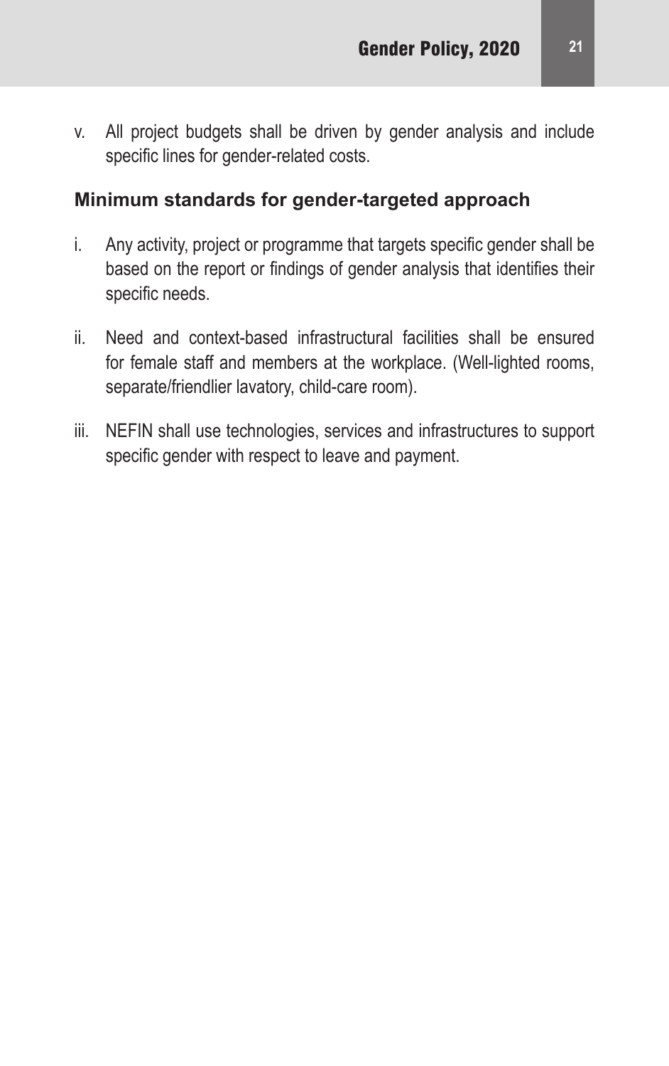v. All project budgets shall be driven by gender analysis and include specific lines for gender-related costs.

### Minimum standards for gender-targeted approach

i. Any activity, project or programme that targets specific gender shall be based on the report or findings of gender analysis that identifies their specific needs.

ii. Need and context-based infrastructural facilities shall be ensured for female staff and members at the workplace. (Well-lighted rooms, separate/friendlier lavatory, child-care room).

iii. NEFIN shall use technologies, services and infrastructures to support specific gender with respect to leave and payment.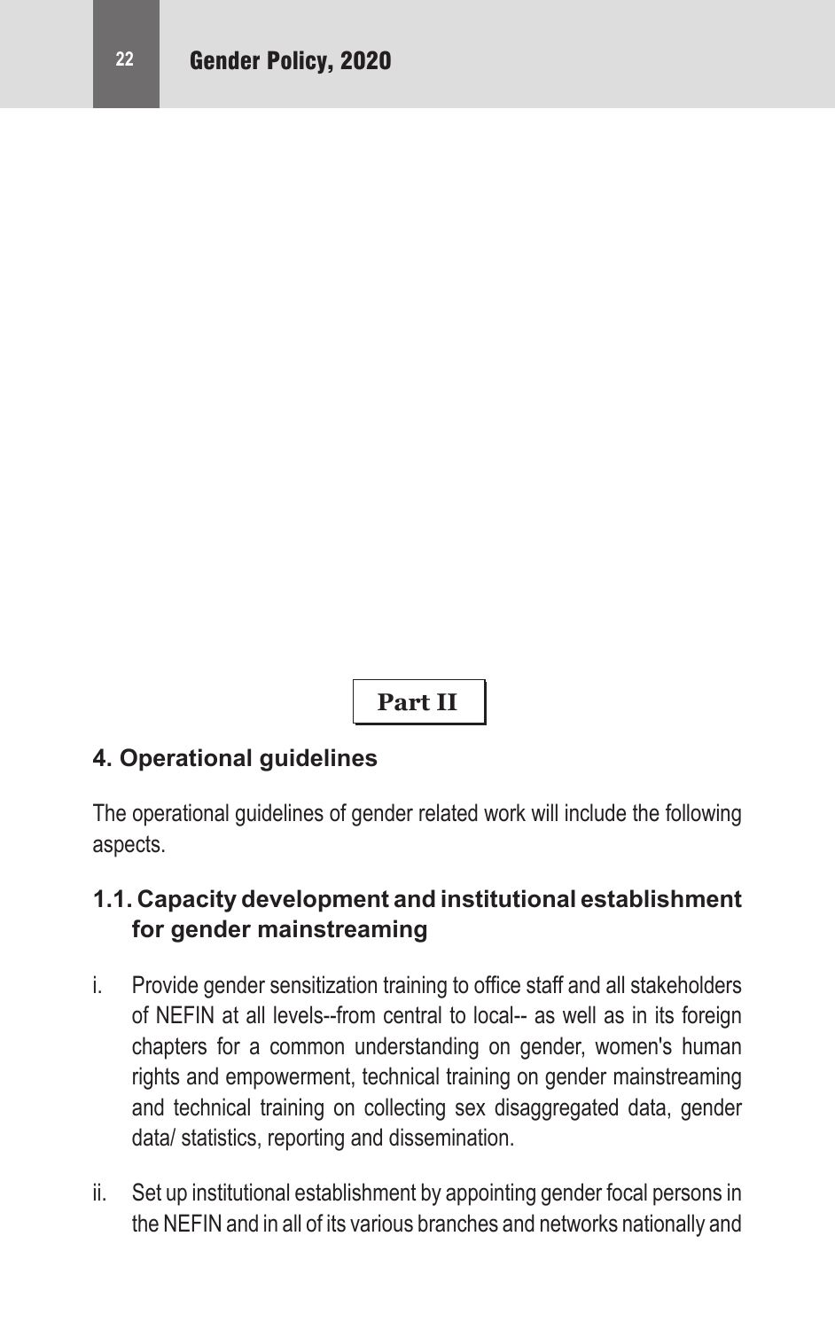**Part II**

## 4. Operational guidelines

The operational guidelines of gender related work will include the following aspects.

### 1.1. Capacity development and institutional establishment for gender mainstreaming

i. Provide gender sensitization training to office staff and all stakeholders of NEFIN at all levels--from central to local-- as well as in its foreign chapters for a common understanding on gender, women's human rights and empowerment, technical training on gender mainstreaming and technical training on collecting sex disaggregated data, gender data/ statistics, reporting and dissemination.

ii. Set up institutional establishment by appointing gender focal persons in the NEFIN and in all of its various branches and networks nationally and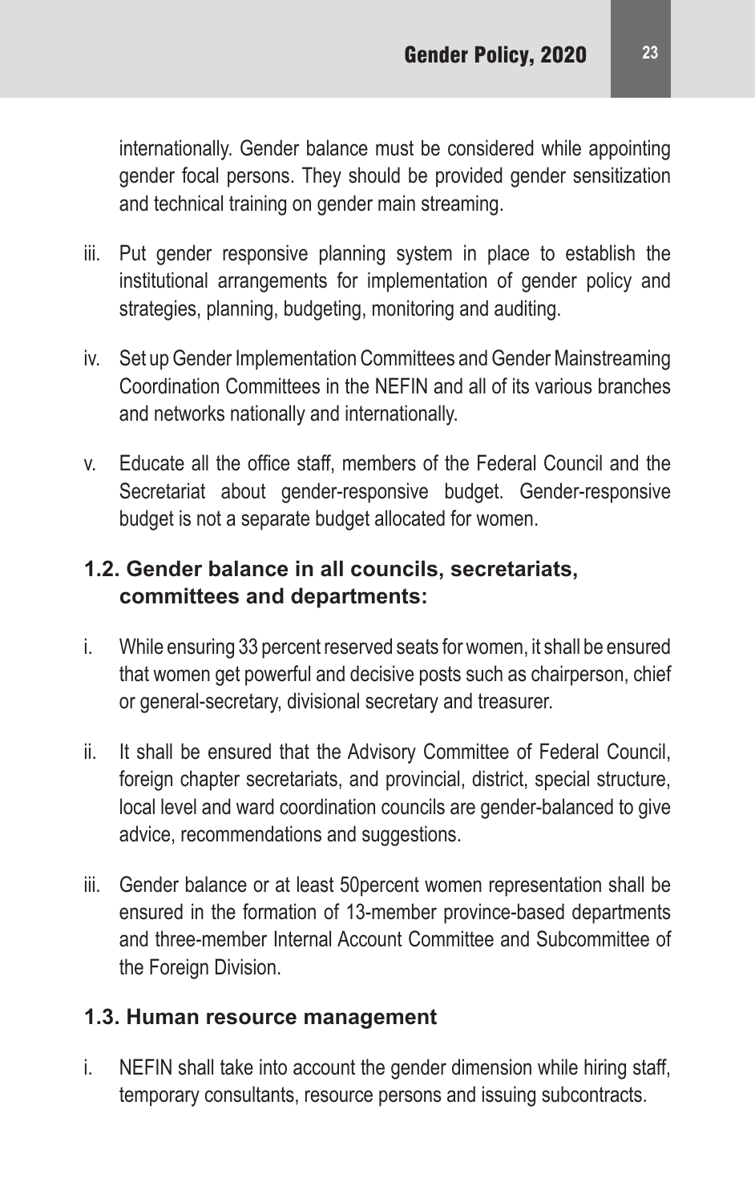internationally. Gender balance must be considered while appointing gender focal persons. They should be provided gender sensitization and technical training on gender main streaming.

iii. Put gender responsive planning system in place to establish the institutional arrangements for implementation of gender policy and strategies, planning, budgeting, monitoring and auditing.

iv. Set up Gender Implementation Committees and Gender Mainstreaming Coordination Committees in the NEFIN and all of its various branches and networks nationally and internationally.

v. Educate all the office staff, members of the Federal Council and the Secretariat about gender-responsive budget. Gender-responsive budget is not a separate budget allocated for women.

### 1.2. Gender balance in all councils, secretariats, committees and departments:

i. While ensuring 33 percent reserved seats for women, it shall be ensured that women get powerful and decisive posts such as chairperson, chief or general-secretary, divisional secretary and treasurer.

ii. It shall be ensured that the Advisory Committee of Federal Council, foreign chapter secretariats, and provincial, district, special structure, local level and ward coordination councils are gender-balanced to give advice, recommendations and suggestions.

iii. Gender balance or at least 50percent women representation shall be ensured in the formation of 13-member province-based departments and three-member Internal Account Committee and Subcommittee of the Foreign Division.

### 1.3. Human resource management

i. NEFIN shall take into account the gender dimension while hiring staff, temporary consultants, resource persons and issuing subcontracts.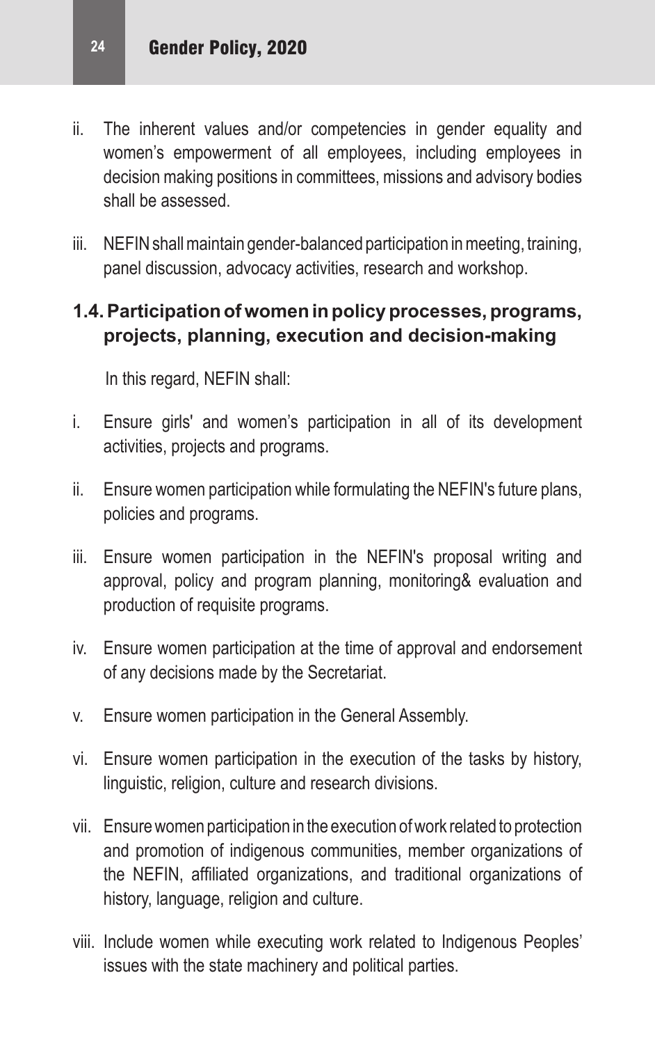ii. The inherent values and/or competencies in gender equality and women's empowerment of all employees, including employees in decision making positions in committees, missions and advisory bodies shall be assessed.

iii. NEFIN shall maintain gender-balanced participation in meeting, training, panel discussion, advocacy activities, research and workshop.

### 1.4. Participation of women in policy processes, programs, projects, planning, execution and decision-making

In this regard, NEFIN shall:

i. Ensure girls' and women's participation in all of its development activities, projects and programs.

ii. Ensure women participation while formulating the NEFIN's future plans, policies and programs.

iii. Ensure women participation in the NEFIN's proposal writing and approval, policy and program planning, monitoring& evaluation and production of requisite programs.

iv. Ensure women participation at the time of approval and endorsement of any decisions made by the Secretariat.

v. Ensure women participation in the General Assembly.

vi. Ensure women participation in the execution of the tasks by history, linguistic, religion, culture and research divisions.

vii. Ensure women participation in the execution of work related to protection and promotion of indigenous communities, member organizations of the NEFIN, affiliated organizations, and traditional organizations of history, language, religion and culture.

viii. Include women while executing work related to Indigenous Peoples' issues with the state machinery and political parties.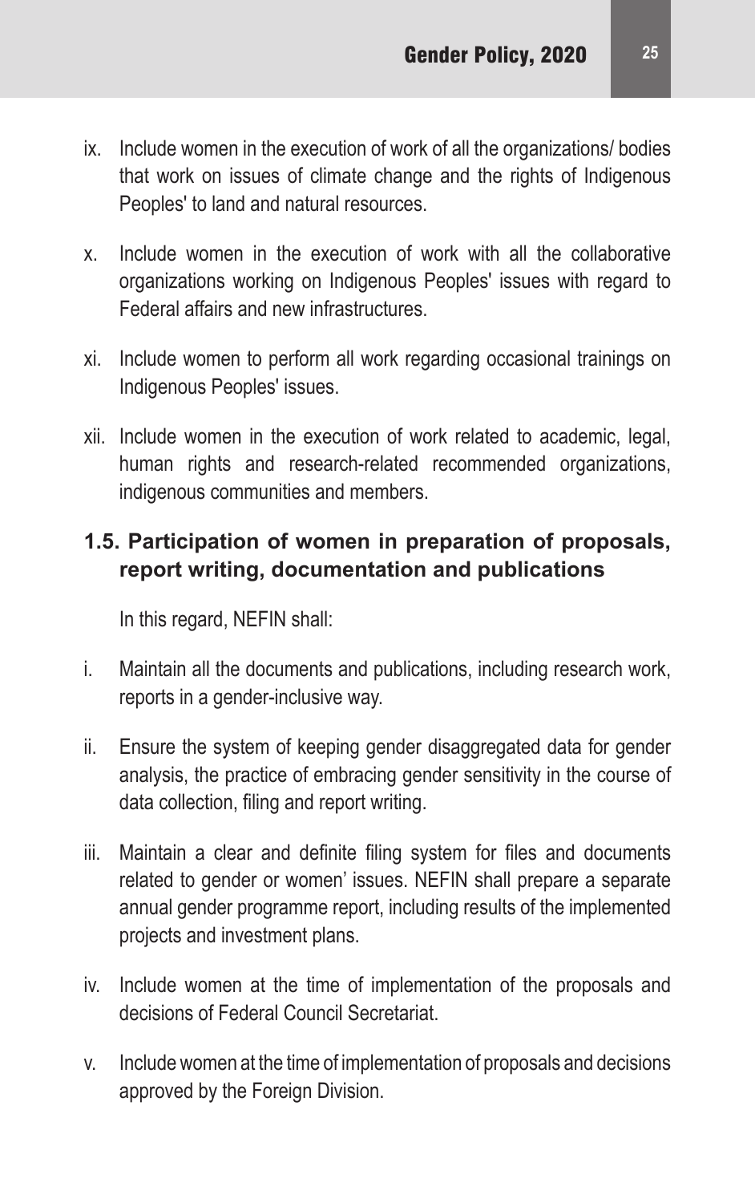ix. Include women in the execution of work of all the organizations/ bodies that work on issues of climate change and the rights of Indigenous Peoples' to land and natural resources.

x. Include women in the execution of work with all the collaborative organizations working on Indigenous Peoples' issues with regard to Federal affairs and new infrastructures.

xi. Include women to perform all work regarding occasional trainings on Indigenous Peoples' issues.

xii. Include women in the execution of work related to academic, legal, human rights and research-related recommended organizations, indigenous communities and members.

### 1.5. Participation of women in preparation of proposals, report writing, documentation and publications

In this regard, NEFIN shall:

i. Maintain all the documents and publications, including research work, reports in a gender-inclusive way.

ii. Ensure the system of keeping gender disaggregated data for gender analysis, the practice of embracing gender sensitivity in the course of data collection, filing and report writing.

iii. Maintain a clear and definite filing system for files and documents related to gender or women' issues. NEFIN shall prepare a separate annual gender programme report, including results of the implemented projects and investment plans.

iv. Include women at the time of implementation of the proposals and decisions of Federal Council Secretariat.

v. Include women at the time of implementation of proposals and decisions approved by the Foreign Division.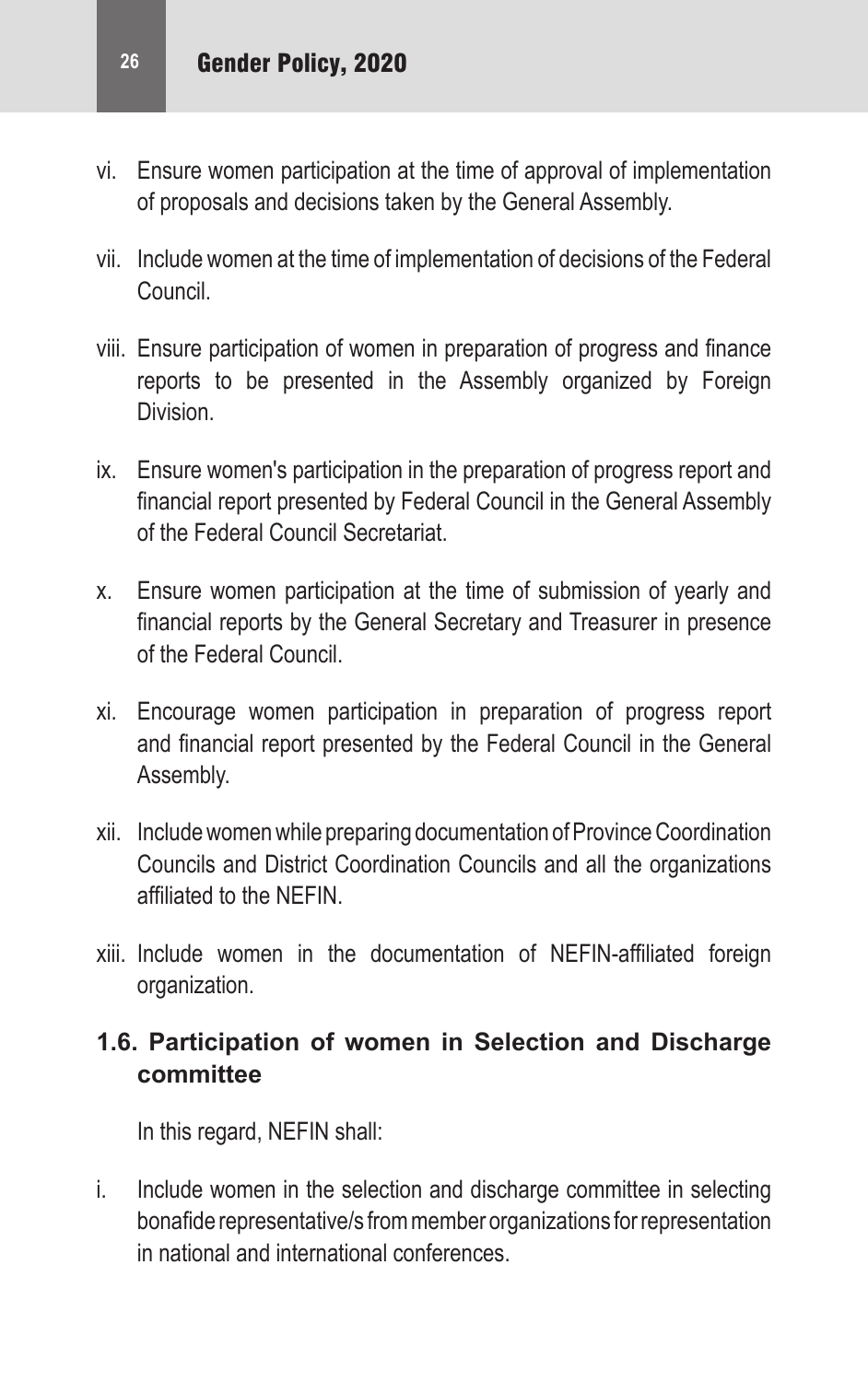vi. Ensure women participation at the time of approval of implementation of proposals and decisions taken by the General Assembly.

vii. Include women at the time of implementation of decisions of the Federal Council.

viii. Ensure participation of women in preparation of progress and finance reports to be presented in the Assembly organized by Foreign Division.

ix. Ensure women's participation in the preparation of progress report and financial report presented by Federal Council in the General Assembly of the Federal Council Secretariat.

x. Ensure women participation at the time of submission of yearly and financial reports by the General Secretary and Treasurer in presence of the Federal Council.

xi. Encourage women participation in preparation of progress report and financial report presented by the Federal Council in the General Assembly.

xii. Include women while preparing documentation of Province Coordination Councils and District Coordination Councils and all the organizations affiliated to the NEFIN.

xiii. Include women in the documentation of NEFIN-affiliated foreign organization.

### 1.6. Participation of women in Selection and Discharge committee

In this regard, NEFIN shall:

i. Include women in the selection and discharge committee in selecting bonafide representative/s from member organizations for representation in national and international conferences.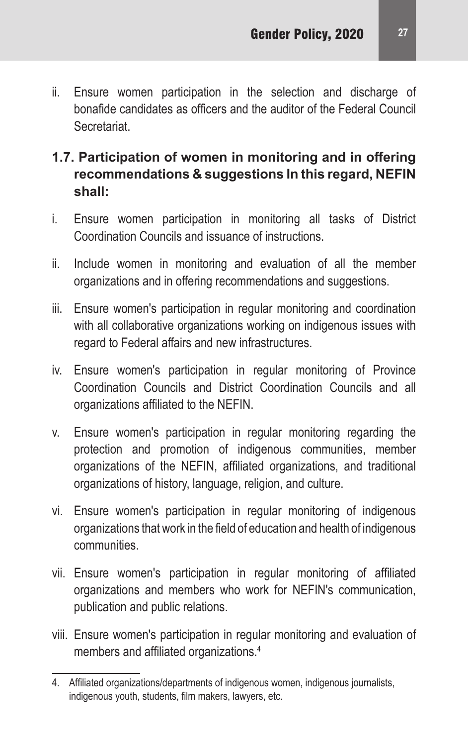ii. Ensure women participation in the selection and discharge of bonafide candidates as officers and the auditor of the Federal Council Secretariat.

### 1.7. Participation of women in monitoring and in offering recommendations & suggestions In this regard, NEFIN shall:

i. Ensure women participation in monitoring all tasks of District Coordination Councils and issuance of instructions.

ii. Include women in monitoring and evaluation of all the member organizations and in offering recommendations and suggestions.

iii. Ensure women's participation in regular monitoring and coordination with all collaborative organizations working on indigenous issues with regard to Federal affairs and new infrastructures.

iv. Ensure women's participation in regular monitoring of Province Coordination Councils and District Coordination Councils and all organizations affiliated to the NEFIN.

v. Ensure women's participation in regular monitoring regarding the protection and promotion of indigenous communities, member organizations of the NEFIN, affiliated organizations, and traditional organizations of history, language, religion, and culture.

vi. Ensure women's participation in regular monitoring of indigenous organizations that work in the field of education and health of indigenous communities.

vii. Ensure women's participation in regular monitoring of affiliated organizations and members who work for NEFIN's communication, publication and public relations.

viii. Ensure women's participation in regular monitoring and evaluation of members and affiliated organizations.[4]

---

4. Affiliated organizations/departments of indigenous women, indigenous journalists, indigenous youth, students, film makers, lawyers, etc.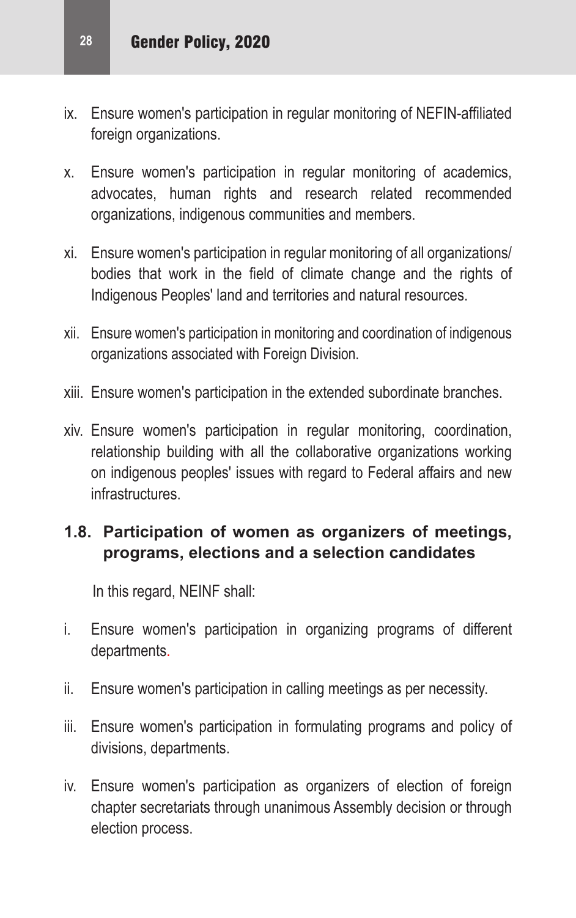ix. Ensure women's participation in regular monitoring of NEFIN-affiliated foreign organizations.

x. Ensure women's participation in regular monitoring of academics, advocates, human rights and research related recommended organizations, indigenous communities and members.

xi. Ensure women's participation in regular monitoring of all organizations/ bodies that work in the field of climate change and the rights of Indigenous Peoples' land and territories and natural resources.

xii. Ensure women's participation in monitoring and coordination of indigenous organizations associated with Foreign Division.

xiii. Ensure women's participation in the extended subordinate branches.

xiv. Ensure women's participation in regular monitoring, coordination, relationship building with all the collaborative organizations working on indigenous peoples' issues with regard to Federal affairs and new infrastructures.

### 1.8. Participation of women as organizers of meetings, programs, elections and a selection candidates

In this regard, NEINF shall:

i. Ensure women's participation in organizing programs of different departments.

ii. Ensure women's participation in calling meetings as per necessity.

iii. Ensure women's participation in formulating programs and policy of divisions, departments.

iv. Ensure women's participation as organizers of election of foreign chapter secretariats through unanimous Assembly decision or through election process.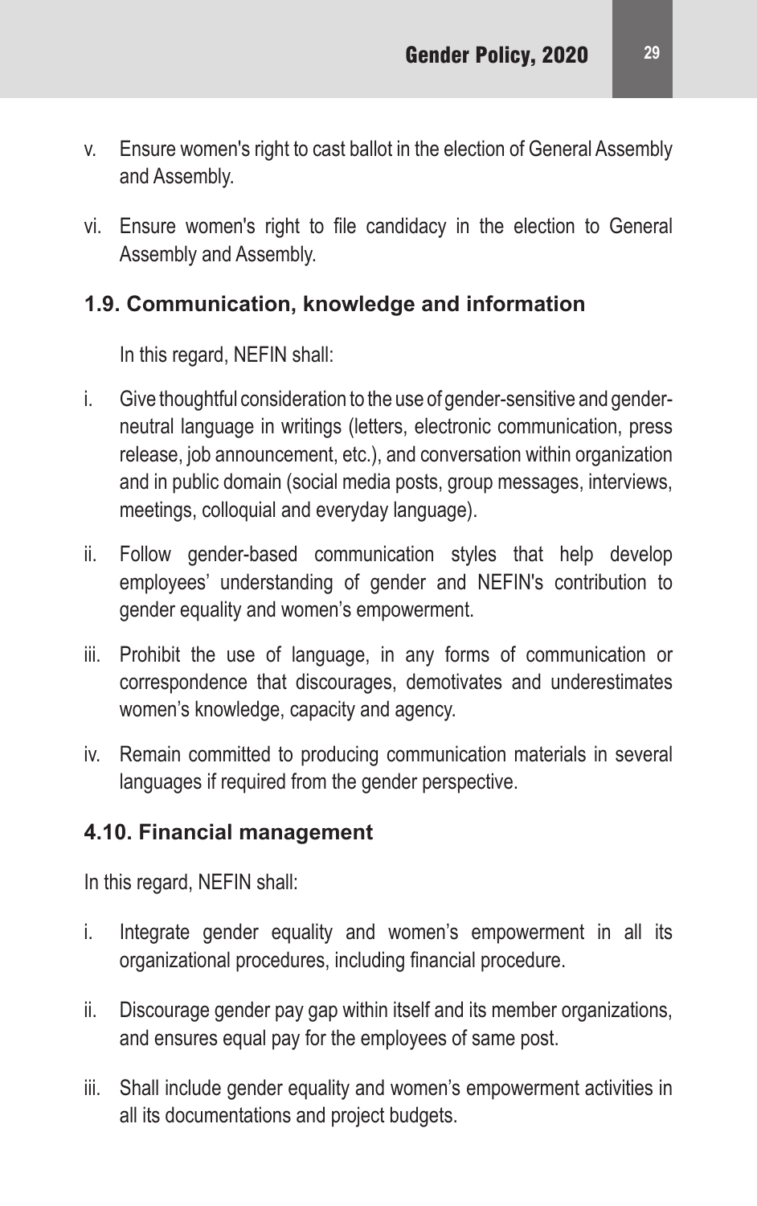v. Ensure women's right to cast ballot in the election of General Assembly and Assembly.

vi. Ensure women's right to file candidacy in the election to General Assembly and Assembly.

### 1.9. Communication, knowledge and information

In this regard, NEFIN shall:

i. Give thoughtful consideration to the use of gender-sensitive and gender-neutral language in writings (letters, electronic communication, press release, job announcement, etc.), and conversation within organization and in public domain (social media posts, group messages, interviews, meetings, colloquial and everyday language).

ii. Follow gender-based communication styles that help develop employees' understanding of gender and NEFIN's contribution to gender equality and women's empowerment.

iii. Prohibit the use of language, in any forms of communication or correspondence that discourages, demotivates and underestimates women's knowledge, capacity and agency.

iv. Remain committed to producing communication materials in several languages if required from the gender perspective.

### 4.10. Financial management

In this regard, NEFIN shall:

i. Integrate gender equality and women's empowerment in all its organizational procedures, including financial procedure.

ii. Discourage gender pay gap within itself and its member organizations, and ensures equal pay for the employees of same post.

iii. Shall include gender equality and women's empowerment activities in all its documentations and project budgets.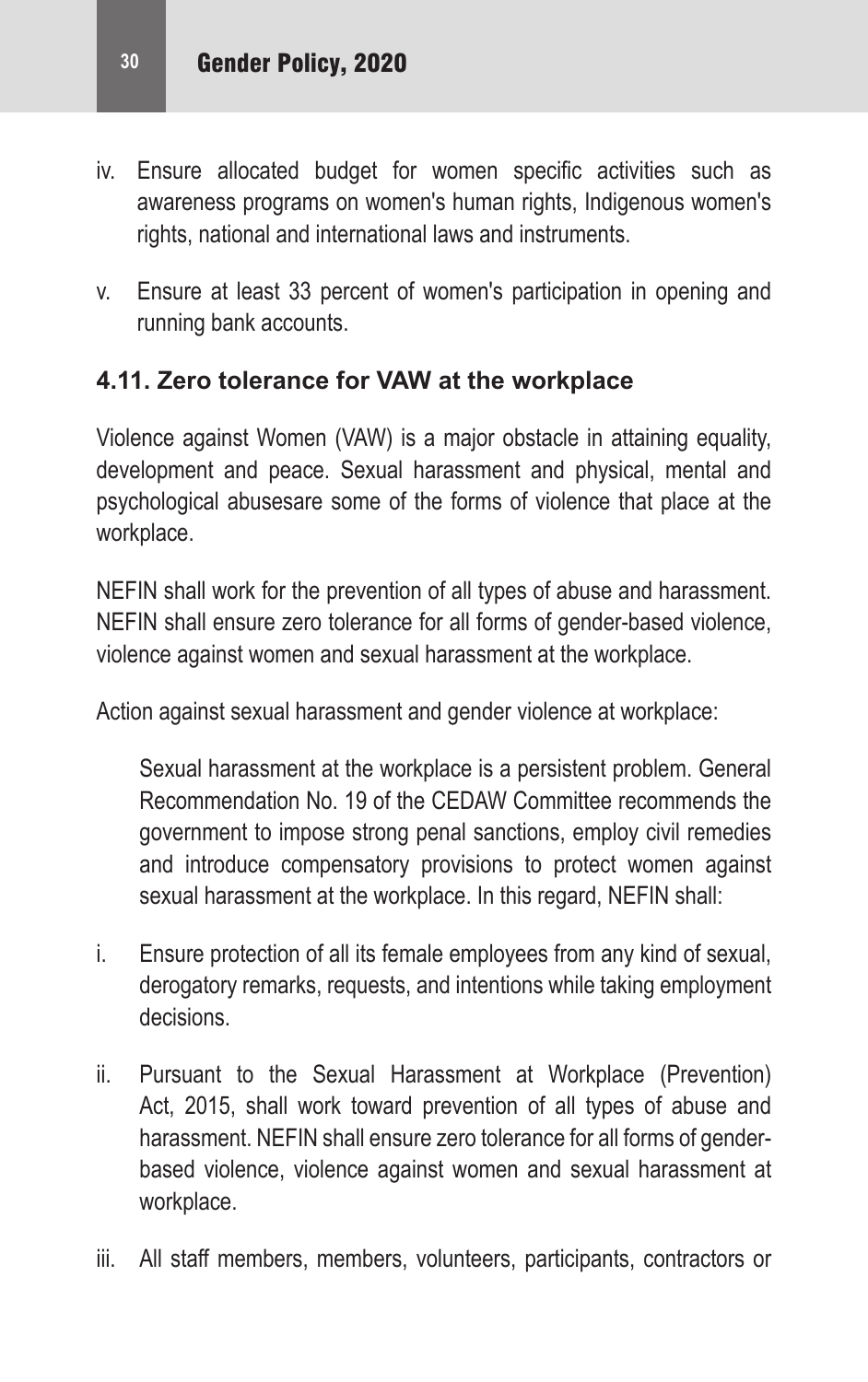iv. Ensure allocated budget for women specific activities such as awareness programs on women's human rights, Indigenous women's rights, national and international laws and instruments.

v. Ensure at least 33 percent of women's participation in opening and running bank accounts.

### 4.11. Zero tolerance for VAW at the workplace

Violence against Women (VAW) is a major obstacle in attaining equality, development and peace. Sexual harassment and physical, mental and psychological abusesare some of the forms of violence that place at the workplace.

NEFIN shall work for the prevention of all types of abuse and harassment. NEFIN shall ensure zero tolerance for all forms of gender-based violence, violence against women and sexual harassment at the workplace.

Action against sexual harassment and gender violence at workplace:

> Sexual harassment at the workplace is a persistent problem. General Recommendation No. 19 of the CEDAW Committee recommends the government to impose strong penal sanctions, employ civil remedies and introduce compensatory provisions to protect women against sexual harassment at the workplace. In this regard, NEFIN shall:

i. Ensure protection of all its female employees from any kind of sexual, derogatory remarks, requests, and intentions while taking employment decisions.

ii. Pursuant to the Sexual Harassment at Workplace (Prevention) Act, 2015, shall work toward prevention of all types of abuse and harassment. NEFIN shall ensure zero tolerance for all forms of gender-based violence, violence against women and sexual harassment at workplace.

iii. All staff members, members, volunteers, participants, contractors or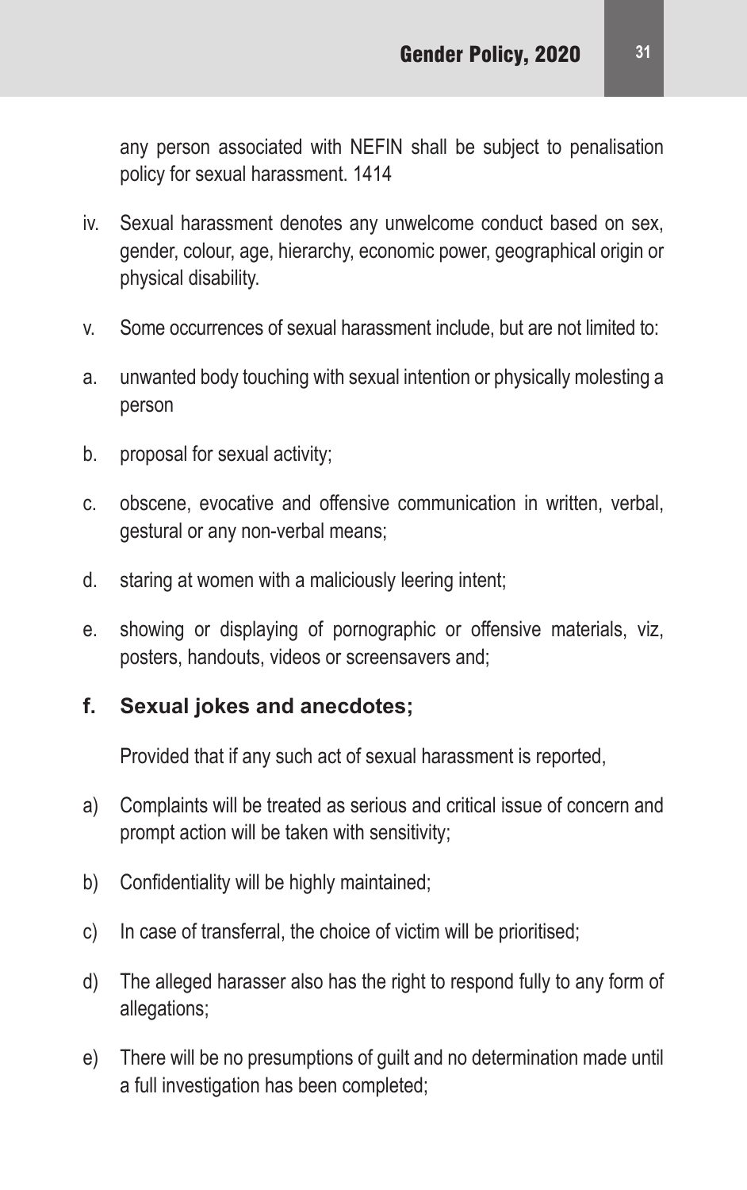any person associated with NEFIN shall be subject to penalisation policy for sexual harassment. 1414

iv. Sexual harassment denotes any unwelcome conduct based on sex, gender, colour, age, hierarchy, economic power, geographical origin or physical disability.

v. Some occurrences of sexual harassment include, but are not limited to:

a. unwanted body touching with sexual intention or physically molesting a person

b. proposal for sexual activity;

c. obscene, evocative and offensive communication in written, verbal, gestural or any non-verbal means;

d. staring at women with a maliciously leering intent;

e. showing or displaying of pornographic or offensive materials, viz, posters, handouts, videos or screensavers and;

**f. Sexual jokes and anecdotes;**

Provided that if any such act of sexual harassment is reported,

a) Complaints will be treated as serious and critical issue of concern and prompt action will be taken with sensitivity;

b) Confidentiality will be highly maintained;

c) In case of transferral, the choice of victim will be prioritised;

d) The alleged harasser also has the right to respond fully to any form of allegations;

e) There will be no presumptions of guilt and no determination made until a full investigation has been completed;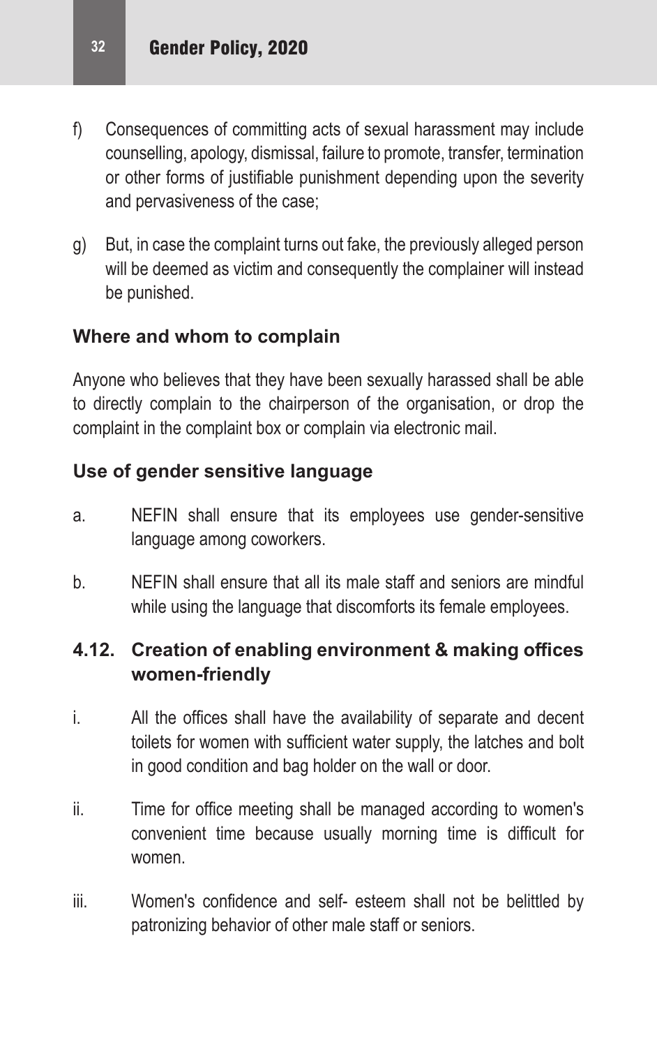f) Consequences of committing acts of sexual harassment may include counselling, apology, dismissal, failure to promote, transfer, termination or other forms of justifiable punishment depending upon the severity and pervasiveness of the case;

g) But, in case the complaint turns out fake, the previously alleged person will be deemed as victim and consequently the complainer will instead be punished.

### Where and whom to complain

Anyone who believes that they have been sexually harassed shall be able to directly complain to the chairperson of the organisation, or drop the complaint in the complaint box or complain via electronic mail.

### Use of gender sensitive language

a. NEFIN shall ensure that its employees use gender-sensitive language among coworkers.

b. NEFIN shall ensure that all its male staff and seniors are mindful while using the language that discomforts its female employees.

## 4.12. Creation of enabling environment & making offices women-friendly

i. All the offices shall have the availability of separate and decent toilets for women with sufficient water supply, the latches and bolt in good condition and bag holder on the wall or door.

ii. Time for office meeting shall be managed according to women's convenient time because usually morning time is difficult for women.

iii. Women's confidence and self- esteem shall not be belittled by patronizing behavior of other male staff or seniors.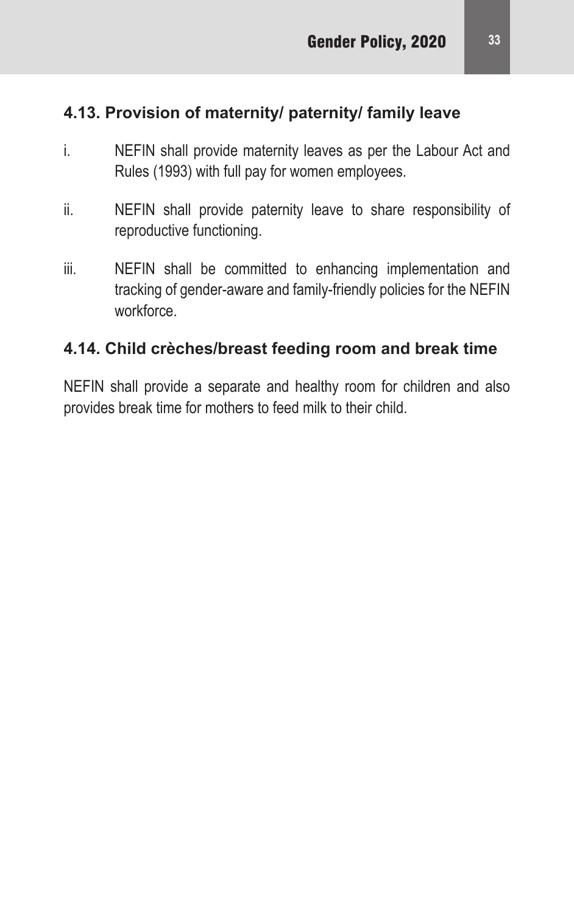### 4.13. Provision of maternity/ paternity/ family leave

i. NEFIN shall provide maternity leaves as per the Labour Act and Rules (1993) with full pay for women employees.

ii. NEFIN shall provide paternity leave to share responsibility of reproductive functioning.

iii. NEFIN shall be committed to enhancing implementation and tracking of gender-aware and family-friendly policies for the NEFIN workforce.

### 4.14. Child crèches/breast feeding room and break time

NEFIN shall provide a separate and healthy room for children and also provides break time for mothers to feed milk to their child.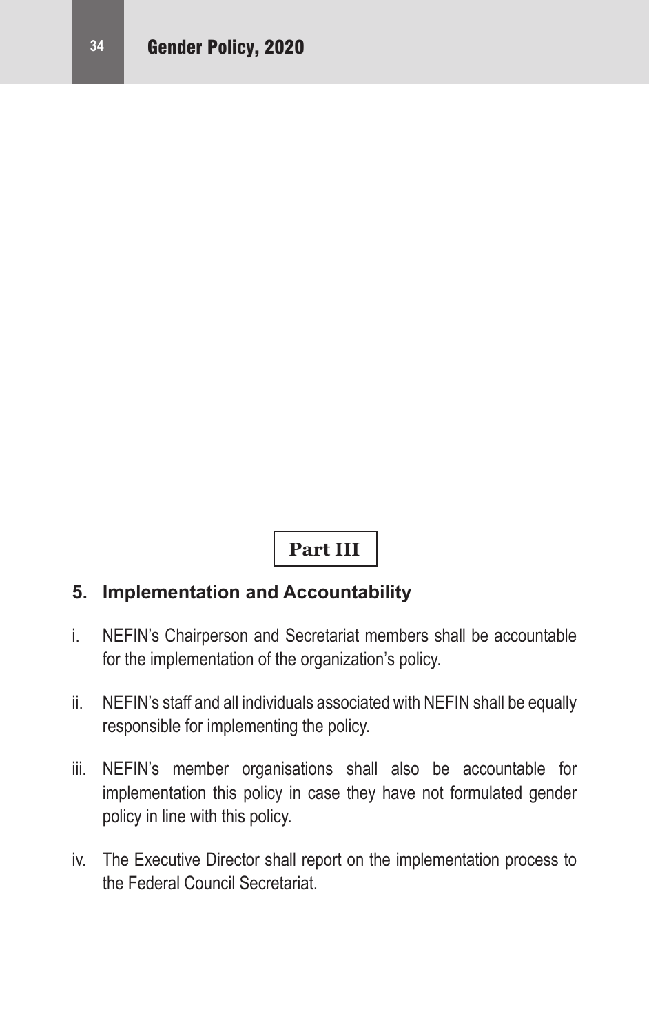## Part III

### 5. Implementation and Accountability

i. NEFIN's Chairperson and Secretariat members shall be accountable for the implementation of the organization's policy.

ii. NEFIN's staff and all individuals associated with NEFIN shall be equally responsible for implementing the policy.

iii. NEFIN's member organisations shall also be accountable for implementation this policy in case they have not formulated gender policy in line with this policy.

iv. The Executive Director shall report on the implementation process to the Federal Council Secretariat.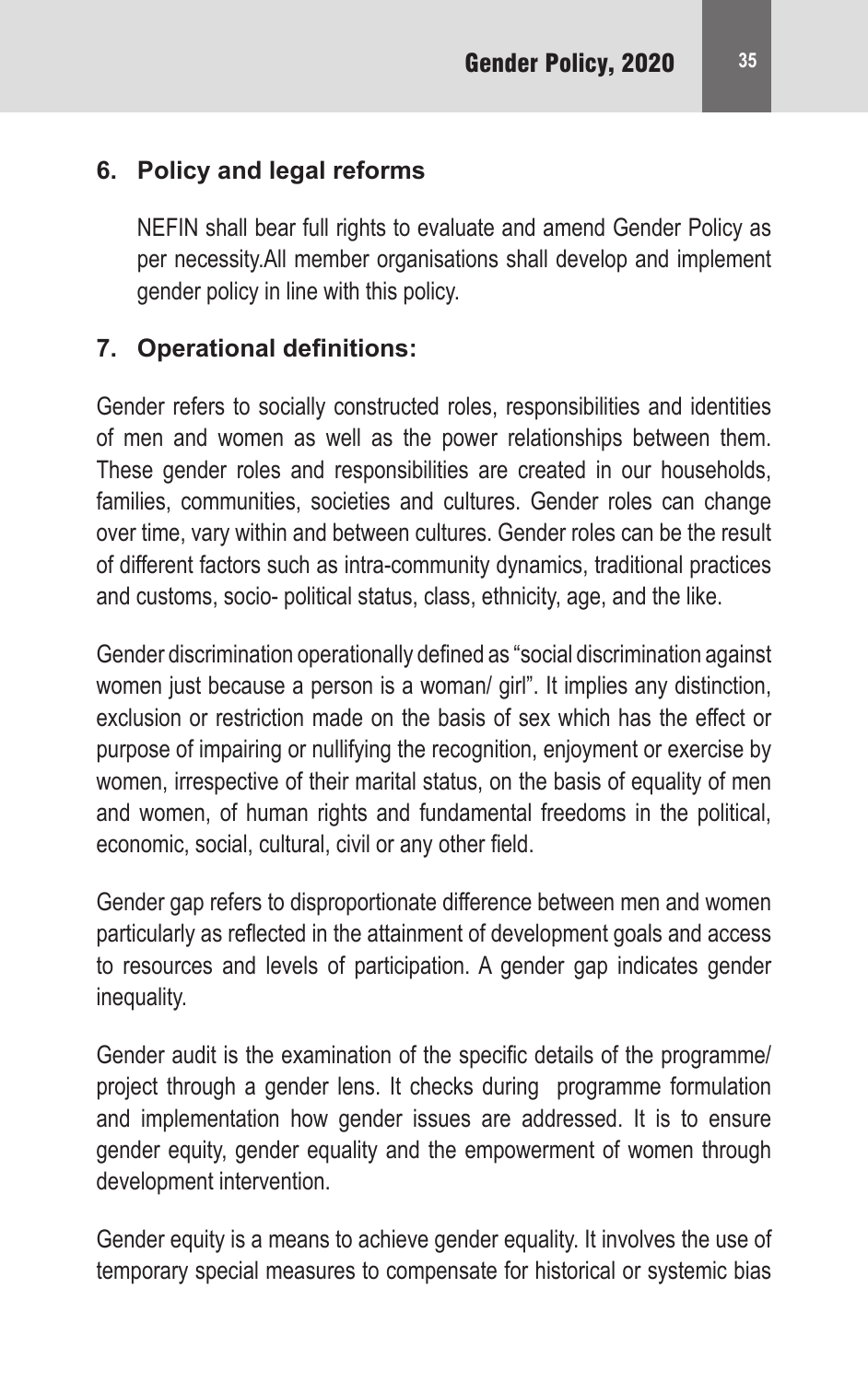## 6. Policy and legal reforms

NEFIN shall bear full rights to evaluate and amend Gender Policy as per necessity.All member organisations shall develop and implement gender policy in line with this policy.

## 7. Operational definitions:

Gender refers to socially constructed roles, responsibilities and identities of men and women as well as the power relationships between them. These gender roles and responsibilities are created in our households, families, communities, societies and cultures. Gender roles can change over time, vary within and between cultures. Gender roles can be the result of different factors such as intra-community dynamics, traditional practices and customs, socio- political status, class, ethnicity, age, and the like.

Gender discrimination operationally defined as "social discrimination against women just because a person is a woman/ girl". It implies any distinction, exclusion or restriction made on the basis of sex which has the effect or purpose of impairing or nullifying the recognition, enjoyment or exercise by women, irrespective of their marital status, on the basis of equality of men and women, of human rights and fundamental freedoms in the political, economic, social, cultural, civil or any other field.

Gender gap refers to disproportionate difference between men and women particularly as reflected in the attainment of development goals and access to resources and levels of participation. A gender gap indicates gender inequality.

Gender audit is the examination of the specific details of the programme/ project through a gender lens. It checks during programme formulation and implementation how gender issues are addressed. It is to ensure gender equity, gender equality and the empowerment of women through development intervention.

Gender equity is a means to achieve gender equality. It involves the use of temporary special measures to compensate for historical or systemic bias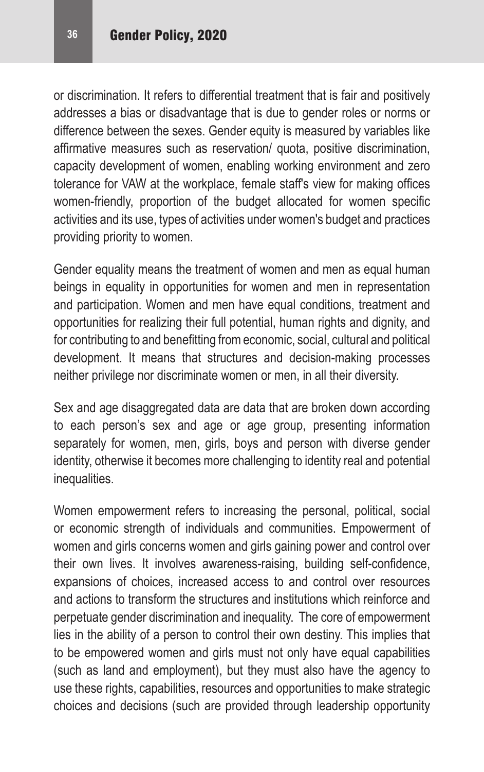or discrimination. It refers to differential treatment that is fair and positively addresses a bias or disadvantage that is due to gender roles or norms or difference between the sexes. Gender equity is measured by variables like affirmative measures such as reservation/ quota, positive discrimination, capacity development of women, enabling working environment and zero tolerance for VAW at the workplace, female staff's view for making offices women-friendly, proportion of the budget allocated for women specific activities and its use, types of activities under women's budget and practices providing priority to women.

Gender equality means the treatment of women and men as equal human beings in equality in opportunities for women and men in representation and participation. Women and men have equal conditions, treatment and opportunities for realizing their full potential, human rights and dignity, and for contributing to and benefitting from economic, social, cultural and political development. It means that structures and decision-making processes neither privilege nor discriminate women or men, in all their diversity.

Sex and age disaggregated data are data that are broken down according to each person's sex and age or age group, presenting information separately for women, men, girls, boys and person with diverse gender identity, otherwise it becomes more challenging to identity real and potential inequalities.

Women empowerment refers to increasing the personal, political, social or economic strength of individuals and communities. Empowerment of women and girls concerns women and girls gaining power and control over their own lives. It involves awareness-raising, building self-confidence, expansions of choices, increased access to and control over resources and actions to transform the structures and institutions which reinforce and perpetuate gender discrimination and inequality. The core of empowerment lies in the ability of a person to control their own destiny. This implies that to be empowered women and girls must not only have equal capabilities (such as land and employment), but they must also have the agency to use these rights, capabilities, resources and opportunities to make strategic choices and decisions (such are provided through leadership opportunity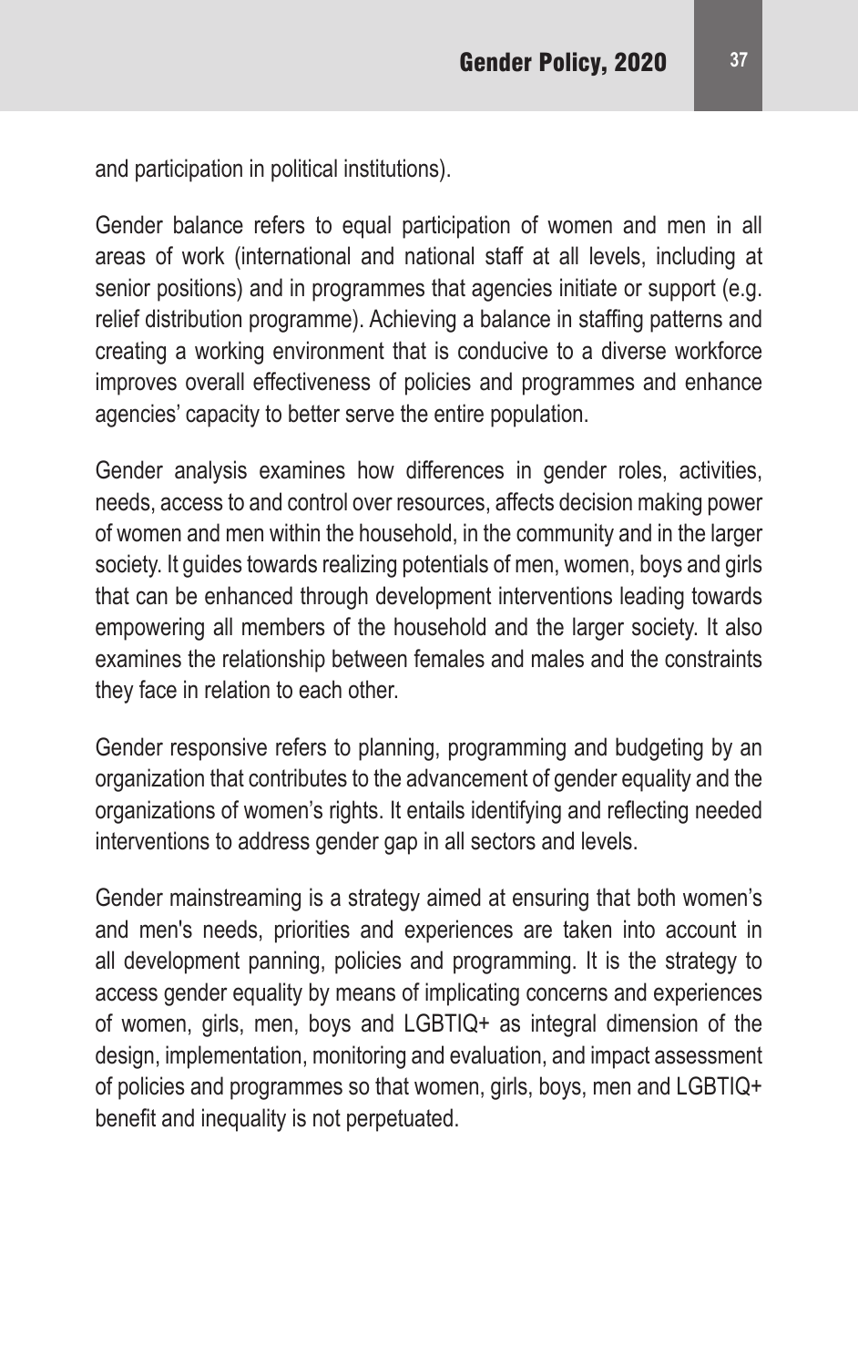and participation in political institutions).

Gender balance refers to equal participation of women and men in all areas of work (international and national staff at all levels, including at senior positions) and in programmes that agencies initiate or support (e.g. relief distribution programme). Achieving a balance in staffing patterns and creating a working environment that is conducive to a diverse workforce improves overall effectiveness of policies and programmes and enhance agencies' capacity to better serve the entire population.

Gender analysis examines how differences in gender roles, activities, needs, access to and control over resources, affects decision making power of women and men within the household, in the community and in the larger society. It guides towards realizing potentials of men, women, boys and girls that can be enhanced through development interventions leading towards empowering all members of the household and the larger society. It also examines the relationship between females and males and the constraints they face in relation to each other.

Gender responsive refers to planning, programming and budgeting by an organization that contributes to the advancement of gender equality and the organizations of women's rights. It entails identifying and reflecting needed interventions to address gender gap in all sectors and levels.

Gender mainstreaming is a strategy aimed at ensuring that both women's and men's needs, priorities and experiences are taken into account in all development panning, policies and programming. It is the strategy to access gender equality by means of implicating concerns and experiences of women, girls, men, boys and LGBTIQ+ as integral dimension of the design, implementation, monitoring and evaluation, and impact assessment of policies and programmes so that women, girls, boys, men and LGBTIQ+ benefit and inequality is not perpetuated.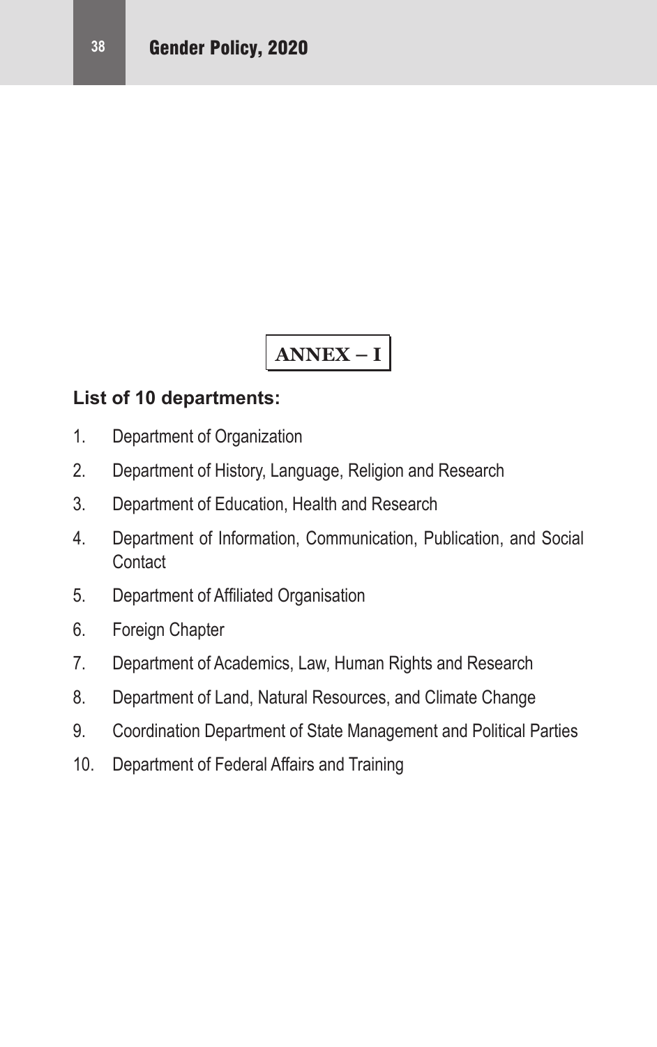# ANNEX – I

**List of 10 departments:**

1. Department of Organization
2. Department of History, Language, Religion and Research
3. Department of Education, Health and Research
4. Department of Information, Communication, Publication, and Social Contact
5. Department of Affiliated Organisation
6. Foreign Chapter
7. Department of Academics, Law, Human Rights and Research
8. Department of Land, Natural Resources, and Climate Change
9. Coordination Department of State Management and Political Parties
10. Department of Federal Affairs and Training